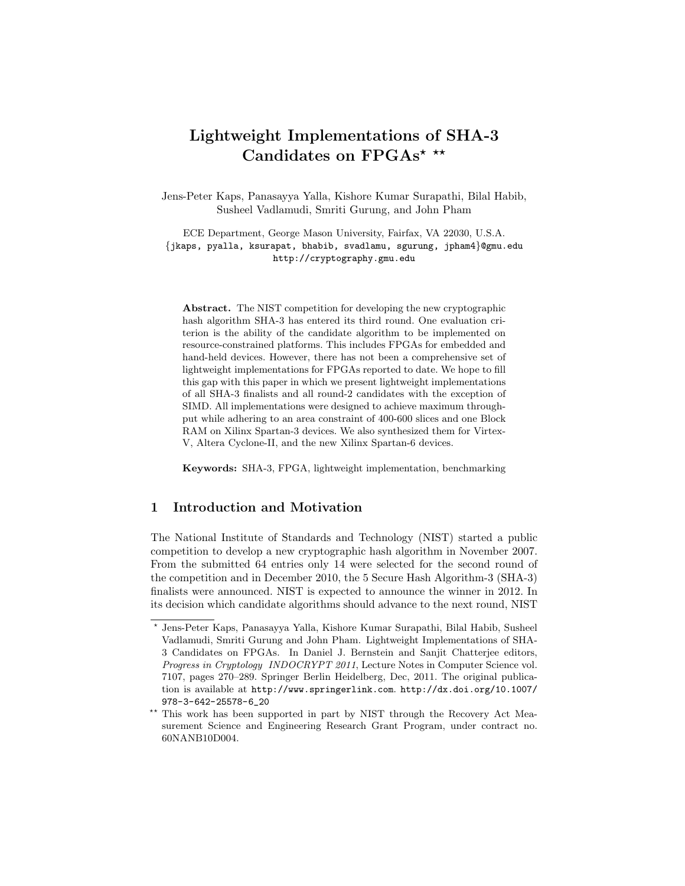# Lightweight Implementations of SHA-3 Candidates on FPGAs[⋆] [⋆⋆]

Jens-Peter Kaps, Panasayya Yalla, Kishore Kumar Surapathi, Bilal Habib, Susheel Vadlamudi, Smriti Gurung, and John Pham

ECE Department, George Mason University, Fairfax, VA 22030, U.S.A.
{jkaps, pyalla, ksurapat, bhabib, svadlamu, sgurung, jpham4}@gmu.edu
http://cryptography.gmu.edu

**Abstract.** The NIST competition for developing the new cryptographic hash algorithm SHA-3 has entered its third round. One evaluation criterion is the ability of the candidate algorithm to be implemented on resource-constrained platforms. This includes FPGAs for embedded and hand-held devices. However, there has not been a comprehensive set of lightweight implementations for FPGAs reported to date. We hope to fill this gap with this paper in which we present lightweight implementations of all SHA-3 finalists and all round-2 candidates with the exception of SIMD. All implementations were designed to achieve maximum throughput while adhering to an area constraint of 400-600 slices and one Block RAM on Xilinx Spartan-3 devices. We also synthesized them for Virtex-V, Altera Cyclone-II, and the new Xilinx Spartan-6 devices.

**Keywords:** SHA-3, FPGA, lightweight implementation, benchmarking

## 1 Introduction and Motivation

The National Institute of Standards and Technology (NIST) started a public competition to develop a new cryptographic hash algorithm in November 2007. From the submitted 64 entries only 14 were selected for the second round of the competition and in December 2010, the 5 Secure Hash Algorithm-3 (SHA-3) finalists were announced. NIST is expected to announce the winner in 2012. In its decision which candidate algorithms should advance to the next round, NIST

---

[⋆] Jens-Peter Kaps, Panasayya Yalla, Kishore Kumar Surapathi, Bilal Habib, Susheel Vadlamudi, Smriti Gurung and John Pham. Lightweight Implementations of SHA-3 Candidates on FPGAs. In Daniel J. Bernstein and Sanjit Chatterjee editors, *Progress in Cryptology INDOCRYPT 2011*, Lecture Notes in Computer Science vol. 7107, pages 270–289. Springer Berlin Heidelberg, Dec, 2011. The original publication is available at http://www.springerlink.com. http://dx.doi.org/10.1007/978-3-642-25578-6_20

[⋆⋆] This work has been supported in part by NIST through the Recovery Act Measurement Science and Engineering Research Grant Program, under contract no. 60NANB10D004.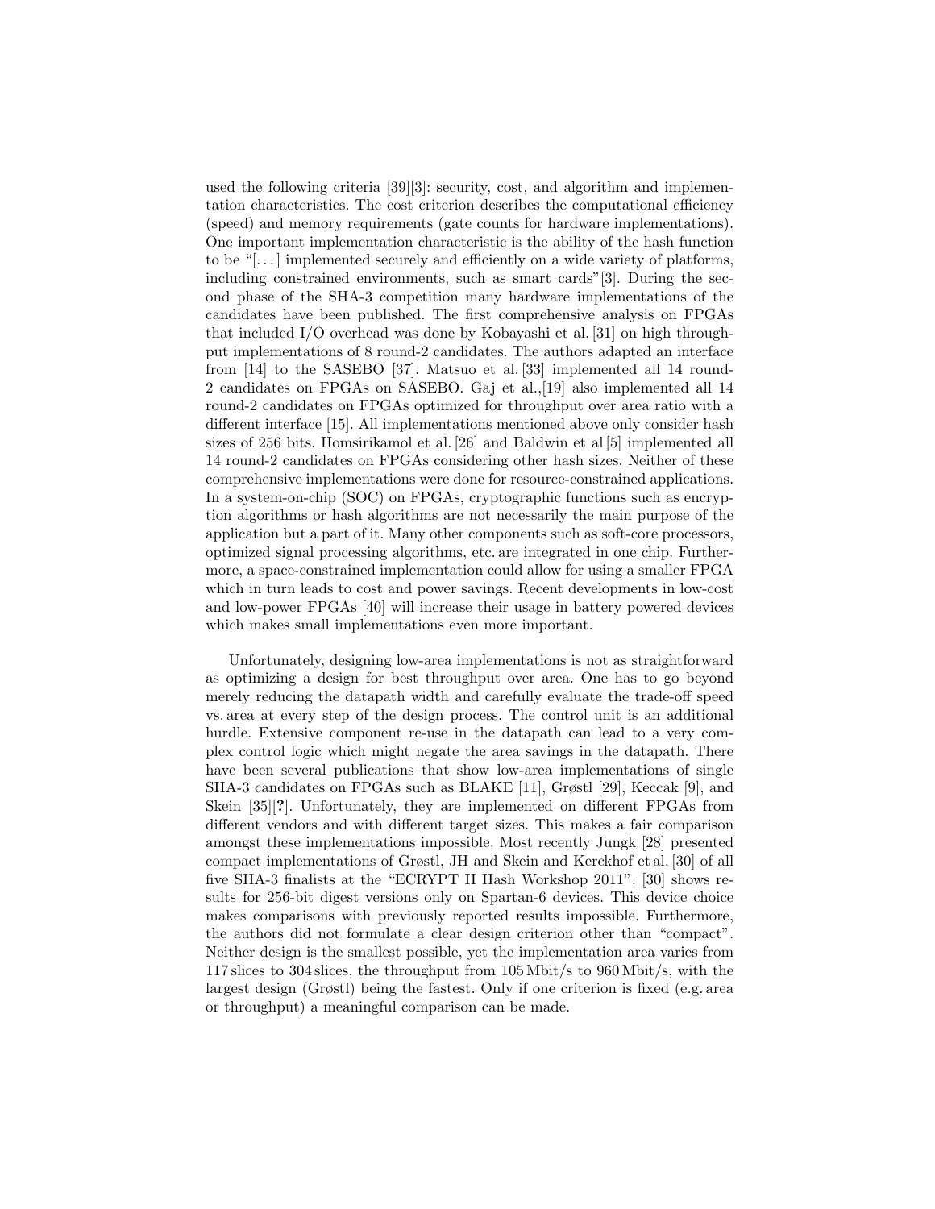used the following criteria [39][3]: security, cost, and algorithm and implementation characteristics. The cost criterion describes the computational efficiency (speed) and memory requirements (gate counts for hardware implementations). One important implementation characteristic is the ability of the hash function to be "[...] implemented securely and efficiently on a wide variety of platforms, including constrained environments, such as smart cards"[3]. During the second phase of the SHA-3 competition many hardware implementations of the candidates have been published. The first comprehensive analysis on FPGAs that included I/O overhead was done by Kobayashi et al. [31] on high throughput implementations of 8 round-2 candidates. The authors adapted an interface from [14] to the SASEBO [37]. Matsuo et al. [33] implemented all 14 round-2 candidates on FPGAs on SASEBO. Gaj et al.,[19] also implemented all 14 round-2 candidates on FPGAs optimized for throughput over area ratio with a different interface [15]. All implementations mentioned above only consider hash sizes of 256 bits. Homsirikamol et al. [26] and Baldwin et al [5] implemented all 14 round-2 candidates on FPGAs considering other hash sizes. Neither of these comprehensive implementations were done for resource-constrained applications. In a system-on-chip (SOC) on FPGAs, cryptographic functions such as encryption algorithms or hash algorithms are not necessarily the main purpose of the application but a part of it. Many other components such as soft-core processors, optimized signal processing algorithms, etc. are integrated in one chip. Furthermore, a space-constrained implementation could allow for using a smaller FPGA which in turn leads to cost and power savings. Recent developments in low-cost and low-power FPGAs [40] will increase their usage in battery powered devices which makes small implementations even more important.

Unfortunately, designing low-area implementations is not as straightforward as optimizing a design for best throughput over area. One has to go beyond merely reducing the datapath width and carefully evaluate the trade-off speed vs. area at every step of the design process. The control unit is an additional hurdle. Extensive component re-use in the datapath can lead to a very complex control logic which might negate the area savings in the datapath. There have been several publications that show low-area implementations of single SHA-3 candidates on FPGAs such as BLAKE [11], Grøstl [29], Keccak [9], and Skein [35][?]. Unfortunately, they are implemented on different FPGAs from different vendors and with different target sizes. This makes a fair comparison amongst these implementations impossible. Most recently Jungk [28] presented compact implementations of Grøstl, JH and Skein and Kerckhof et al. [30] of all five SHA-3 finalists at the "ECRYPT II Hash Workshop 2011". [30] shows results for 256-bit digest versions only on Spartan-6 devices. This device choice makes comparisons with previously reported results impossible. Furthermore, the authors did not formulate a clear design criterion other than "compact". Neither design is the smallest possible, yet the implementation area varies from 117 slices to 304 slices, the throughput from 105 Mbit/s to 960 Mbit/s, with the largest design (Grøstl) being the fastest. Only if one criterion is fixed (e.g. area or throughput) a meaningful comparison can be made.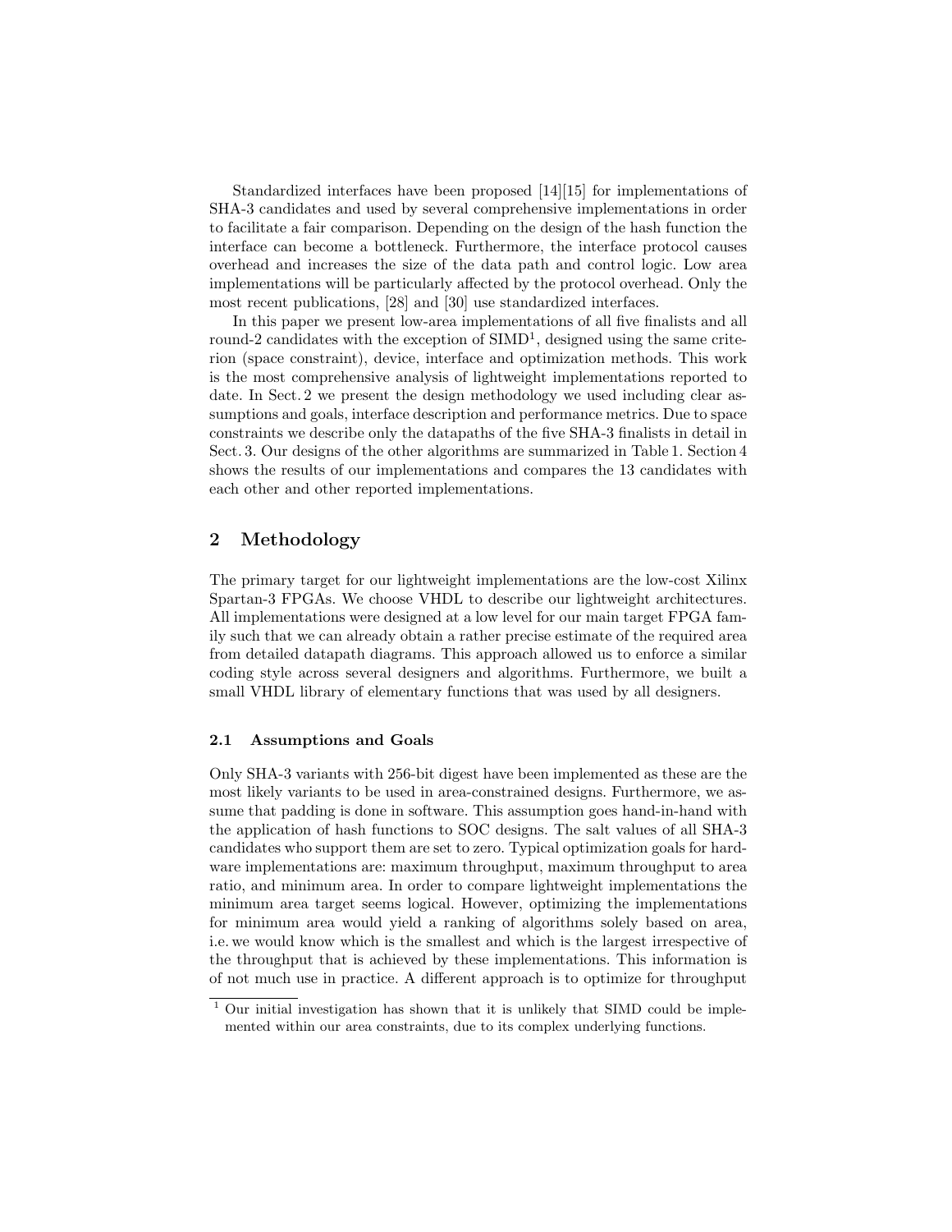Standardized interfaces have been proposed [14][15] for implementations of SHA-3 candidates and used by several comprehensive implementations in order to facilitate a fair comparison. Depending on the design of the hash function the interface can become a bottleneck. Furthermore, the interface protocol causes overhead and increases the size of the data path and control logic. Low area implementations will be particularly affected by the protocol overhead. Only the most recent publications, [28] and [30] use standardized interfaces.

In this paper we present low-area implementations of all five finalists and all round-2 candidates with the exception of SIMD[1], designed using the same criterion (space constraint), device, interface and optimization methods. This work is the most comprehensive analysis of lightweight implementations reported to date. In Sect. 2 we present the design methodology we used including clear assumptions and goals, interface description and performance metrics. Due to space constraints we describe only the datapaths of the five SHA-3 finalists in detail in Sect. 3. Our designs of the other algorithms are summarized in Table 1. Section 4 shows the results of our implementations and compares the 13 candidates with each other and other reported implementations.

## 2 Methodology

The primary target for our lightweight implementations are the low-cost Xilinx Spartan-3 FPGAs. We choose VHDL to describe our lightweight architectures. All implementations were designed at a low level for our main target FPGA family such that we can already obtain a rather precise estimate of the required area from detailed datapath diagrams. This approach allowed us to enforce a similar coding style across several designers and algorithms. Furthermore, we built a small VHDL library of elementary functions that was used by all designers.

### 2.1 Assumptions and Goals

Only SHA-3 variants with 256-bit digest have been implemented as these are the most likely variants to be used in area-constrained designs. Furthermore, we assume that padding is done in software. This assumption goes hand-in-hand with the application of hash functions to SOC designs. The salt values of all SHA-3 candidates who support them are set to zero. Typical optimization goals for hardware implementations are: maximum throughput, maximum throughput to area ratio, and minimum area. In order to compare lightweight implementations the minimum area target seems logical. However, optimizing the implementations for minimum area would yield a ranking of algorithms solely based on area, i.e. we would know which is the smallest and which is the largest irrespective of the throughput that is achieved by these implementations. This information is of not much use in practice. A different approach is to optimize for throughput

[1] Our initial investigation has shown that it is unlikely that SIMD could be implemented within our area constraints, due to its complex underlying functions.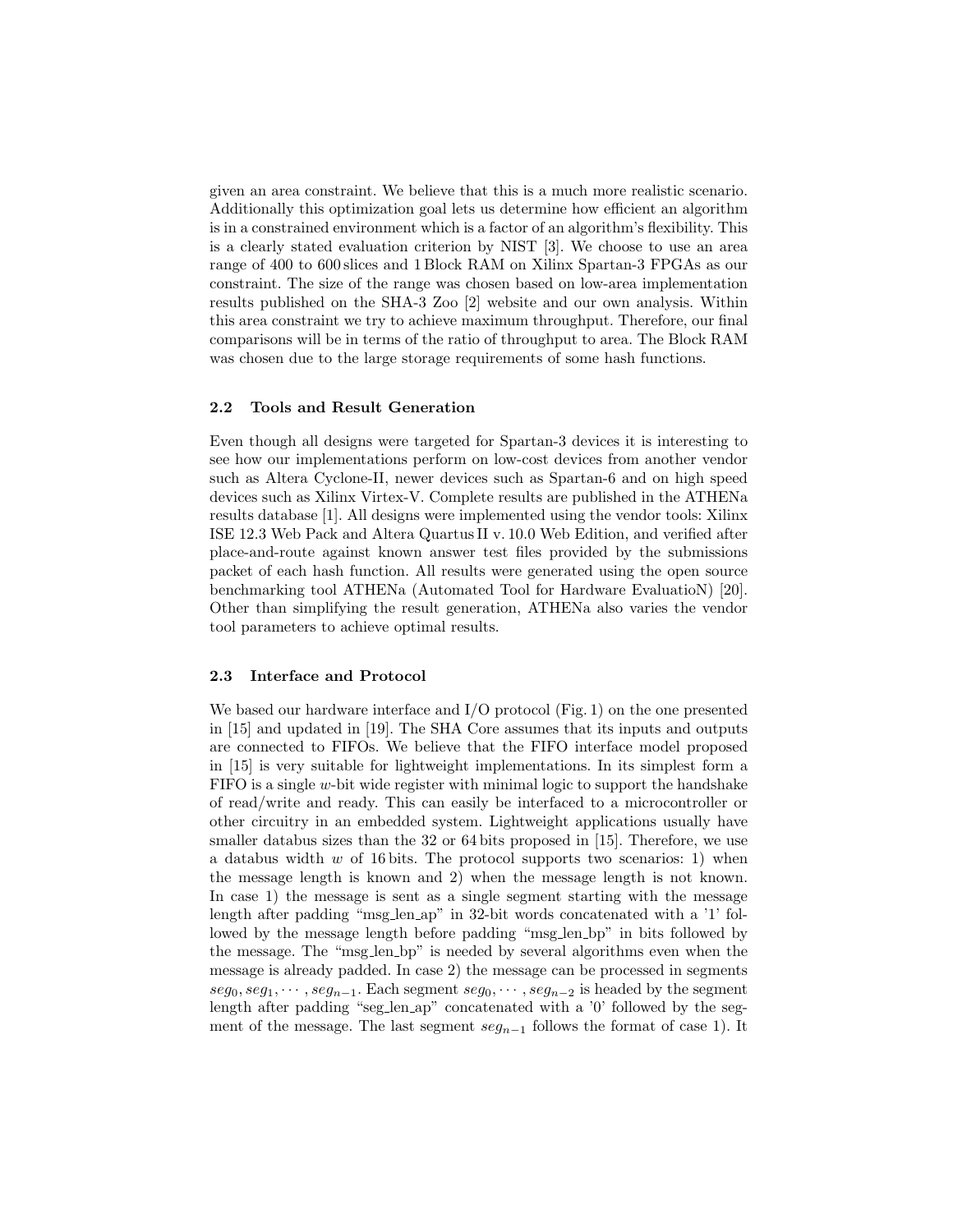given an area constraint. We believe that this is a much more realistic scenario. Additionally this optimization goal lets us determine how efficient an algorithm is in a constrained environment which is a factor of an algorithm's flexibility. This is a clearly stated evaluation criterion by NIST [3]. We choose to use an area range of 400 to 600 slices and 1 Block RAM on Xilinx Spartan-3 FPGAs as our constraint. The size of the range was chosen based on low-area implementation results published on the SHA-3 Zoo [2] website and our own analysis. Within this area constraint we try to achieve maximum throughput. Therefore, our final comparisons will be in terms of the ratio of throughput to area. The Block RAM was chosen due to the large storage requirements of some hash functions.

### 2.2 Tools and Result Generation

Even though all designs were targeted for Spartan-3 devices it is interesting to see how our implementations perform on low-cost devices from another vendor such as Altera Cyclone-II, newer devices such as Spartan-6 and on high speed devices such as Xilinx Virtex-V. Complete results are published in the ATHENa results database [1]. All designs were implemented using the vendor tools: Xilinx ISE 12.3 Web Pack and Altera Quartus II v. 10.0 Web Edition, and verified after place-and-route against known answer test files provided by the submissions packet of each hash function. All results were generated using the open source benchmarking tool ATHENa (Automated Tool for Hardware EvaluatioN) [20]. Other than simplifying the result generation, ATHENa also varies the vendor tool parameters to achieve optimal results.

### 2.3 Interface and Protocol

We based our hardware interface and I/O protocol (Fig. 1) on the one presented in [15] and updated in [19]. The SHA Core assumes that its inputs and outputs are connected to FIFOs. We believe that the FIFO interface model proposed in [15] is very suitable for lightweight implementations. In its simplest form a FIFO is a single $w$-bit wide register with minimal logic to support the handshake of read/write and ready. This can easily be interfaced to a microcontroller or other circuitry in an embedded system. Lightweight applications usually have smaller databus sizes than the 32 or 64 bits proposed in [15]. Therefore, we use a databus width $w$ of 16 bits. The protocol supports two scenarios: 1) when the message length is known and 2) when the message length is not known. In case 1) the message is sent as a single segment starting with the message length after padding "msg_len_ap" in 32-bit words concatenated with a '1' followed by the message length before padding "msg_len_bp" in bits followed by the message. The "msg_len_bp" is needed by several algorithms even when the message is already padded. In case 2) the message can be processed in segments $seg_0, seg_1, \cdots, seg_{n-1}$. Each segment $seg_0, \cdots, seg_{n-2}$ is headed by the segment length after padding "seg_len_ap" concatenated with a '0' followed by the segment of the message. The last segment $seg_{n-1}$ follows the format of case 1). It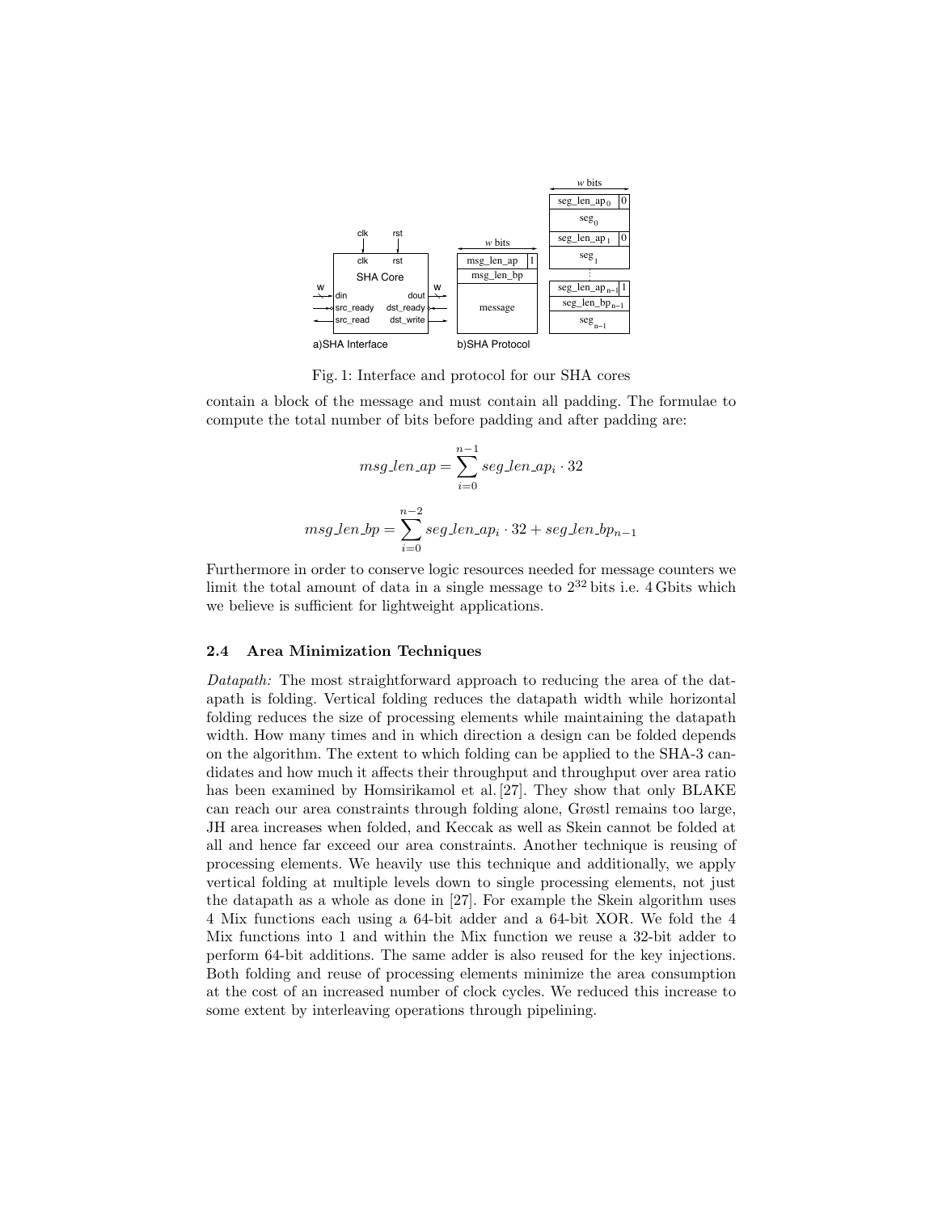Fig. 1: Interface and protocol for our SHA cores

contain a block of the message and must contain all padding. The formulae to compute the total number of bits before padding and after padding are:

$$msg\_len\_ap = \sum_{i=0}^{n-1} seg\_len\_ap_i \cdot 32$$

$$msg\_len\_bp = \sum_{i=0}^{n-2} seg\_len\_ap_i \cdot 32 + seg\_len\_bp_{n-1}$$

Furthermore in order to conserve logic resources needed for message counters we limit the total amount of data in a single message to $2^{32}$ bits i.e. 4 Gbits which we believe is sufficient for lightweight applications.

### 2.4 Area Minimization Techniques

*Datapath:* The most straightforward approach to reducing the area of the datapath is folding. Vertical folding reduces the datapath width while horizontal folding reduces the size of processing elements while maintaining the datapath width. How many times and in which direction a design can be folded depends on the algorithm. The extent to which folding can be applied to the SHA-3 candidates and how much it affects their throughput and throughput over area ratio has been examined by Homsirikamol et al. [27]. They show that only BLAKE can reach our area constraints through folding alone, Grøstl remains too large, JH area increases when folded, and Keccak as well as Skein cannot be folded at all and hence far exceed our area constraints. Another technique is reusing of processing elements. We heavily use this technique and additionally, we apply vertical folding at multiple levels down to single processing elements, not just the datapath as a whole as done in [27]. For example the Skein algorithm uses 4 Mix functions each using a 64-bit adder and a 64-bit XOR. We fold the 4 Mix functions into 1 and within the Mix function we reuse a 32-bit adder to perform 64-bit additions. The same adder is also reused for the key injections. Both folding and reuse of processing elements minimize the area consumption at the cost of an increased number of clock cycles. We reduced this increase to some extent by interleaving operations through pipelining.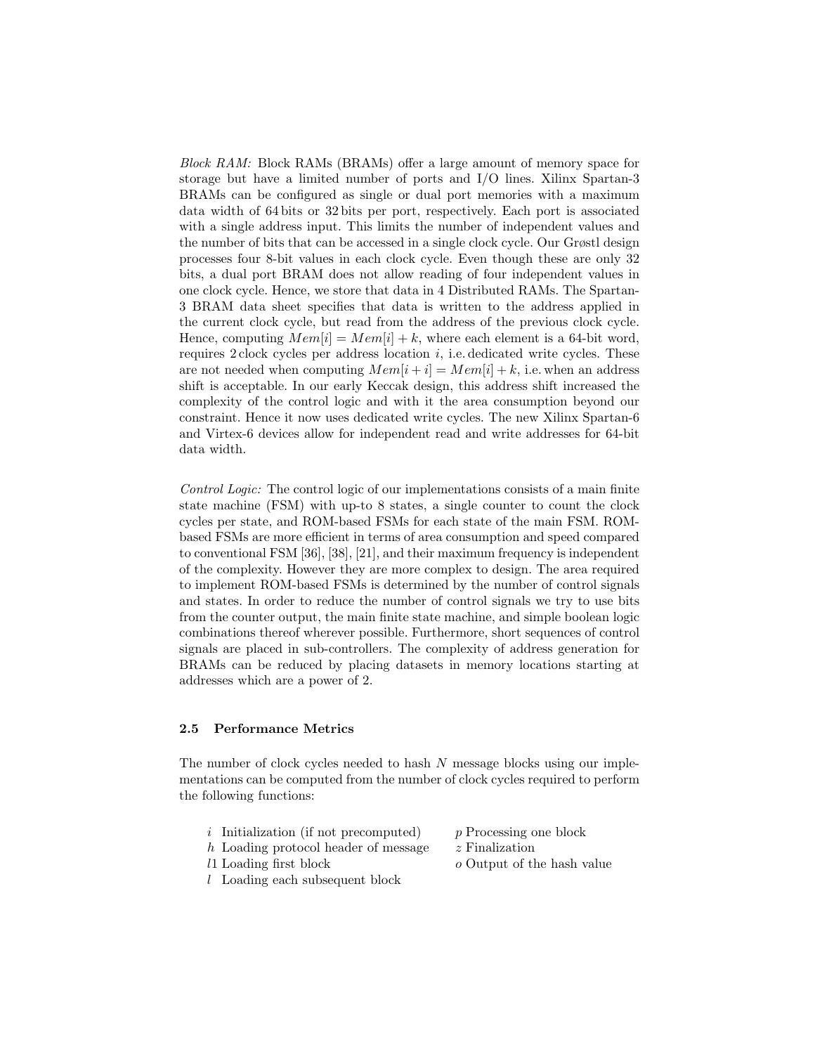*Block RAM:* Block RAMs (BRAMs) offer a large amount of memory space for storage but have a limited number of ports and I/O lines. Xilinx Spartan-3 BRAMs can be configured as single or dual port memories with a maximum data width of 64 bits or 32 bits per port, respectively. Each port is associated with a single address input. This limits the number of independent values and the number of bits that can be accessed in a single clock cycle. Our Grøstl design processes four 8-bit values in each clock cycle. Even though these are only 32 bits, a dual port BRAM does not allow reading of four independent values in one clock cycle. Hence, we store that data in 4 Distributed RAMs. The Spartan-3 BRAM data sheet specifies that data is written to the address applied in the current clock cycle, but read from the address of the previous clock cycle. Hence, computing $Mem[i] = Mem[i] + k$, where each element is a 64-bit word, requires 2 clock cycles per address location $i$, i.e. dedicated write cycles. These are not needed when computing $Mem[i + i] = Mem[i] + k$, i.e. when an address shift is acceptable. In our early Keccak design, this address shift increased the complexity of the control logic and with it the area consumption beyond our constraint. Hence it now uses dedicated write cycles. The new Xilinx Spartan-6 and Virtex-6 devices allow for independent read and write addresses for 64-bit data width.

*Control Logic:* The control logic of our implementations consists of a main finite state machine (FSM) with up-to 8 states, a single counter to count the clock cycles per state, and ROM-based FSMs for each state of the main FSM. ROM-based FSMs are more efficient in terms of area consumption and speed compared to conventional FSM [36], [38], [21], and their maximum frequency is independent of the complexity. However they are more complex to design. The area required to implement ROM-based FSMs is determined by the number of control signals and states. In order to reduce the number of control signals we try to use bits from the counter output, the main finite state machine, and simple boolean logic combinations thereof wherever possible. Furthermore, short sequences of control signals are placed in sub-controllers. The complexity of address generation for BRAMs can be reduced by placing datasets in memory locations starting at addresses which are a power of 2.

### 2.5 Performance Metrics

The number of clock cycles needed to hash $N$ message blocks using our implementations can be computed from the number of clock cycles required to perform the following functions:

- $i$ Initialization (if not precomputed)
- $h$ Loading protocol header of message
- $l1$ Loading first block
- $l$ Loading each subsequent block
- $p$ Processing one block
- $z$ Finalization
- $o$ Output of the hash value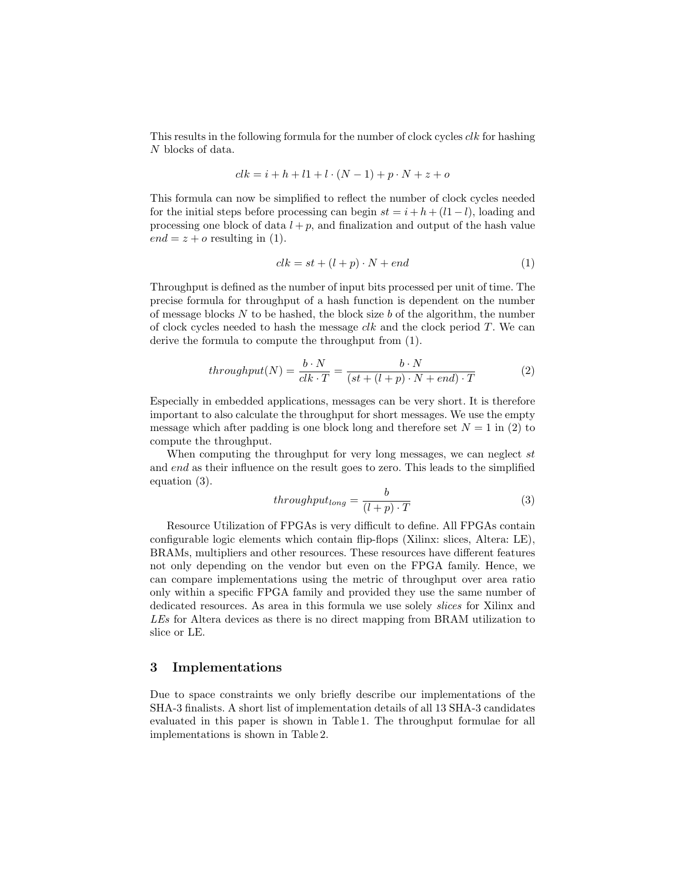This results in the following formula for the number of clock cycles *clk* for hashing $N$ blocks of data.

$$clk = i + h + l1 + l \cdot (N - 1) + p \cdot N + z + o$$

This formula can now be simplified to reflect the number of clock cycles needed for the initial steps before processing can begin $st = i + h + (l1 - l)$, loading and processing one block of data $l + p$, and finalization and output of the hash value $end = z + o$ resulting in (1).

$$clk = st + (l + p) \cdot N + end \tag{1}$$

Throughput is defined as the number of input bits processed per unit of time. The precise formula for throughput of a hash function is dependent on the number of message blocks $N$ to be hashed, the block size $b$ of the algorithm, the number of clock cycles needed to hash the message *clk* and the clock period $T$. We can derive the formula to compute the throughput from (1).

$$throughput(N) = \frac{b \cdot N}{clk \cdot T} = \frac{b \cdot N}{(st + (l + p) \cdot N + end) \cdot T} \tag{2}$$

Especially in embedded applications, messages can be very short. It is therefore important to also calculate the throughput for short messages. We use the empty message which after padding is one block long and therefore set $N = 1$ in (2) to compute the throughput.

When computing the throughput for very long messages, we can neglect $st$ and $end$ as their influence on the result goes to zero. This leads to the simplified equation (3).

$$throughput_{long} = \frac{b}{(l + p) \cdot T} \tag{3}$$

Resource Utilization of FPGAs is very difficult to define. All FPGAs contain configurable logic elements which contain flip-flops (Xilinx: slices, Altera: LE), BRAMs, multipliers and other resources. These resources have different features not only depending on the vendor but even on the FPGA family. Hence, we can compare implementations using the metric of throughput over area ratio only within a specific FPGA family and provided they use the same number of dedicated resources. As area in this formula we use solely *slices* for Xilinx and *LEs* for Altera devices as there is no direct mapping from BRAM utilization to slice or LE.

## 3 Implementations

Due to space constraints we only briefly describe our implementations of the SHA-3 finalists. A short list of implementation details of all 13 SHA-3 candidates evaluated in this paper is shown in Table 1. The throughput formulae for all implementations is shown in Table 2.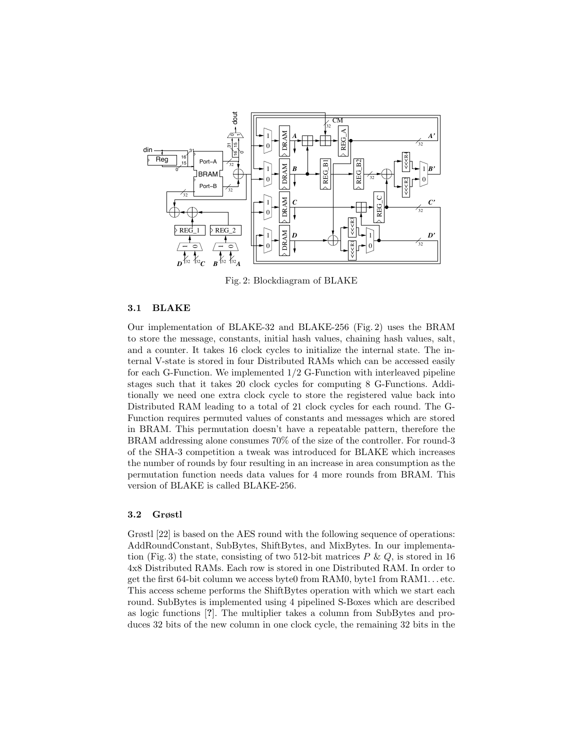Fig. 2: Blockdiagram of BLAKE

### 3.1 BLAKE

Our implementation of BLAKE-32 and BLAKE-256 (Fig. 2) uses the BRAM to store the message, constants, initial hash values, chaining hash values, salt, and a counter. It takes 16 clock cycles to initialize the internal state. The internal V-state is stored in four Distributed RAMs which can be accessed easily for each G-Function. We implemented 1/2 G-Function with interleaved pipeline stages such that it takes 20 clock cycles for computing 8 G-Functions. Additionally we need one extra clock cycle to store the registered value back into Distributed RAM leading to a total of 21 clock cycles for each round. The G-Function requires permuted values of constants and messages which are stored in BRAM. This permutation doesn't have a repeatable pattern, therefore the BRAM addressing alone consumes 70% of the size of the controller. For round-3 of the SHA-3 competition a tweak was introduced for BLAKE which increases the number of rounds by four resulting in an increase in area consumption as the permutation function needs data values for 4 more rounds from BRAM. This version of BLAKE is called BLAKE-256.

### 3.2 Grøstl

Grøstl [22] is based on the AES round with the following sequence of operations: AddRoundConstant, SubBytes, ShiftBytes, and MixBytes. In our implementation (Fig. 3) the state, consisting of two 512-bit matrices $P$ & $Q$, is stored in 16 4x8 Distributed RAMs. Each row is stored in one Distributed RAM. In order to get the first 64-bit column we access byte0 from RAM0, byte1 from RAM1... etc. This access scheme performs the ShiftBytes operation with which we start each round. SubBytes is implemented using 4 pipelined S-Boxes which are described as logic functions [?]. The multiplier takes a column from SubBytes and produces 32 bits of the new column in one clock cycle, the remaining 32 bits in the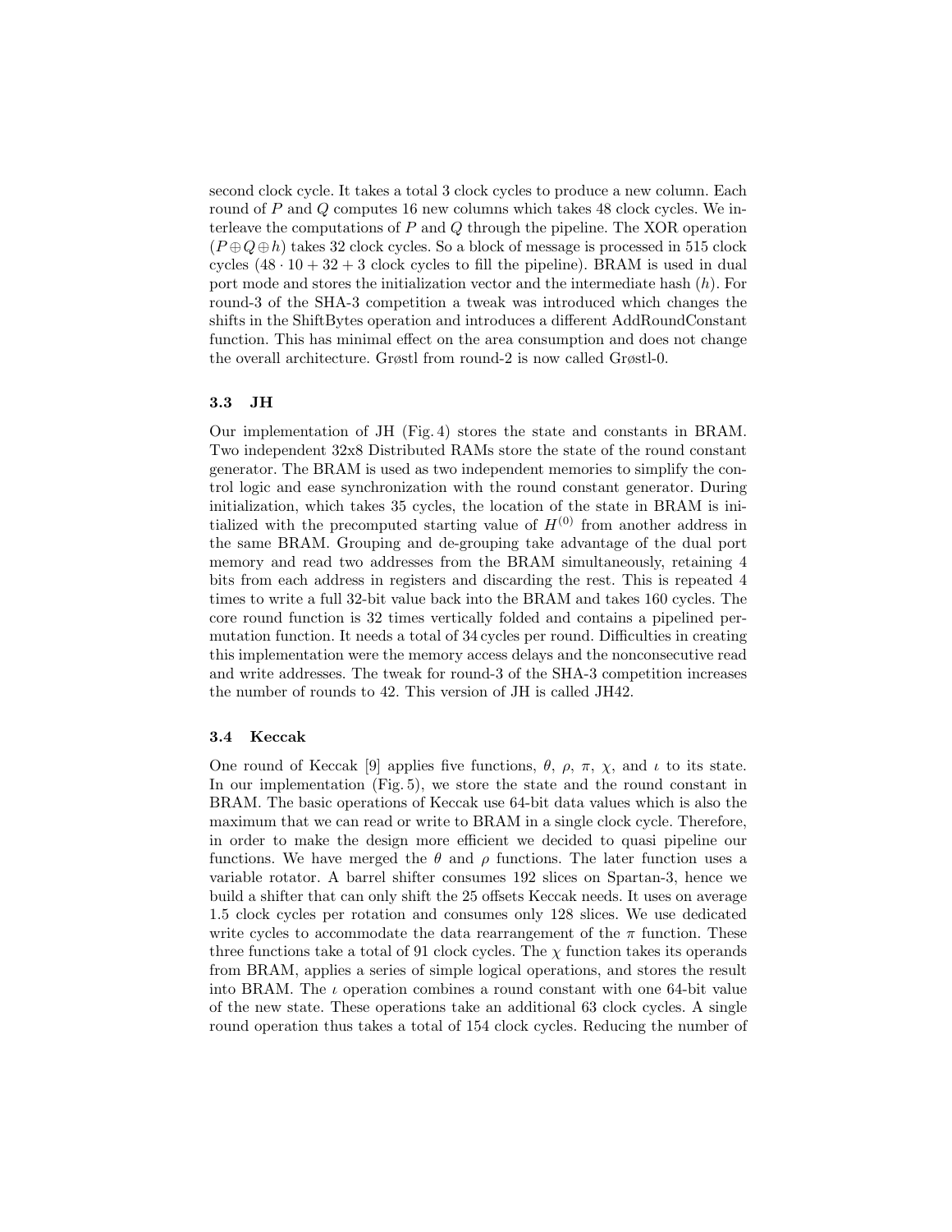second clock cycle. It takes a total 3 clock cycles to produce a new column. Each round of $P$ and $Q$ computes 16 new columns which takes 48 clock cycles. We interleave the computations of $P$ and $Q$ through the pipeline. The XOR operation $(P \oplus Q \oplus h)$ takes 32 clock cycles. So a block of message is processed in 515 clock cycles $(48 \cdot 10 + 32 + 3$ clock cycles to fill the pipeline). BRAM is used in dual port mode and stores the initialization vector and the intermediate hash $(h)$. For round-3 of the SHA-3 competition a tweak was introduced which changes the shifts in the ShiftBytes operation and introduces a different AddRoundConstant function. This has minimal effect on the area consumption and does not change the overall architecture. Grøstl from round-2 is now called Grøstl-0.

### 3.3 JH

Our implementation of JH (Fig. 4) stores the state and constants in BRAM. Two independent 32x8 Distributed RAMs store the state of the round constant generator. The BRAM is used as two independent memories to simplify the control logic and ease synchronization with the round constant generator. During initialization, which takes 35 cycles, the location of the state in BRAM is initialized with the precomputed starting value of $H^{(0)}$ from another address in the same BRAM. Grouping and de-grouping take advantage of the dual port memory and read two addresses from the BRAM simultaneously, retaining 4 bits from each address in registers and discarding the rest. This is repeated 4 times to write a full 32-bit value back into the BRAM and takes 160 cycles. The core round function is 32 times vertically folded and contains a pipelined permutation function. It needs a total of 34 cycles per round. Difficulties in creating this implementation were the memory access delays and the nonconsecutive read and write addresses. The tweak for round-3 of the SHA-3 competition increases the number of rounds to 42. This version of JH is called JH42.

### 3.4 Keccak

One round of Keccak [9] applies five functions, $\theta$, $\rho$, $\pi$, $\chi$, and $\iota$ to its state. In our implementation (Fig. 5), we store the state and the round constant in BRAM. The basic operations of Keccak use 64-bit data values which is also the maximum that we can read or write to BRAM in a single clock cycle. Therefore, in order to make the design more efficient we decided to quasi pipeline our functions. We have merged the $\theta$ and $\rho$ functions. The later function uses a variable rotator. A barrel shifter consumes 192 slices on Spartan-3, hence we build a shifter that can only shift the 25 offsets Keccak needs. It uses on average 1.5 clock cycles per rotation and consumes only 128 slices. We use dedicated write cycles to accommodate the data rearrangement of the $\pi$ function. These three functions take a total of 91 clock cycles. The $\chi$ function takes its operands from BRAM, applies a series of simple logical operations, and stores the result into BRAM. The $\iota$ operation combines a round constant with one 64-bit value of the new state. These operations take an additional 63 clock cycles. A single round operation thus takes a total of 154 clock cycles. Reducing the number of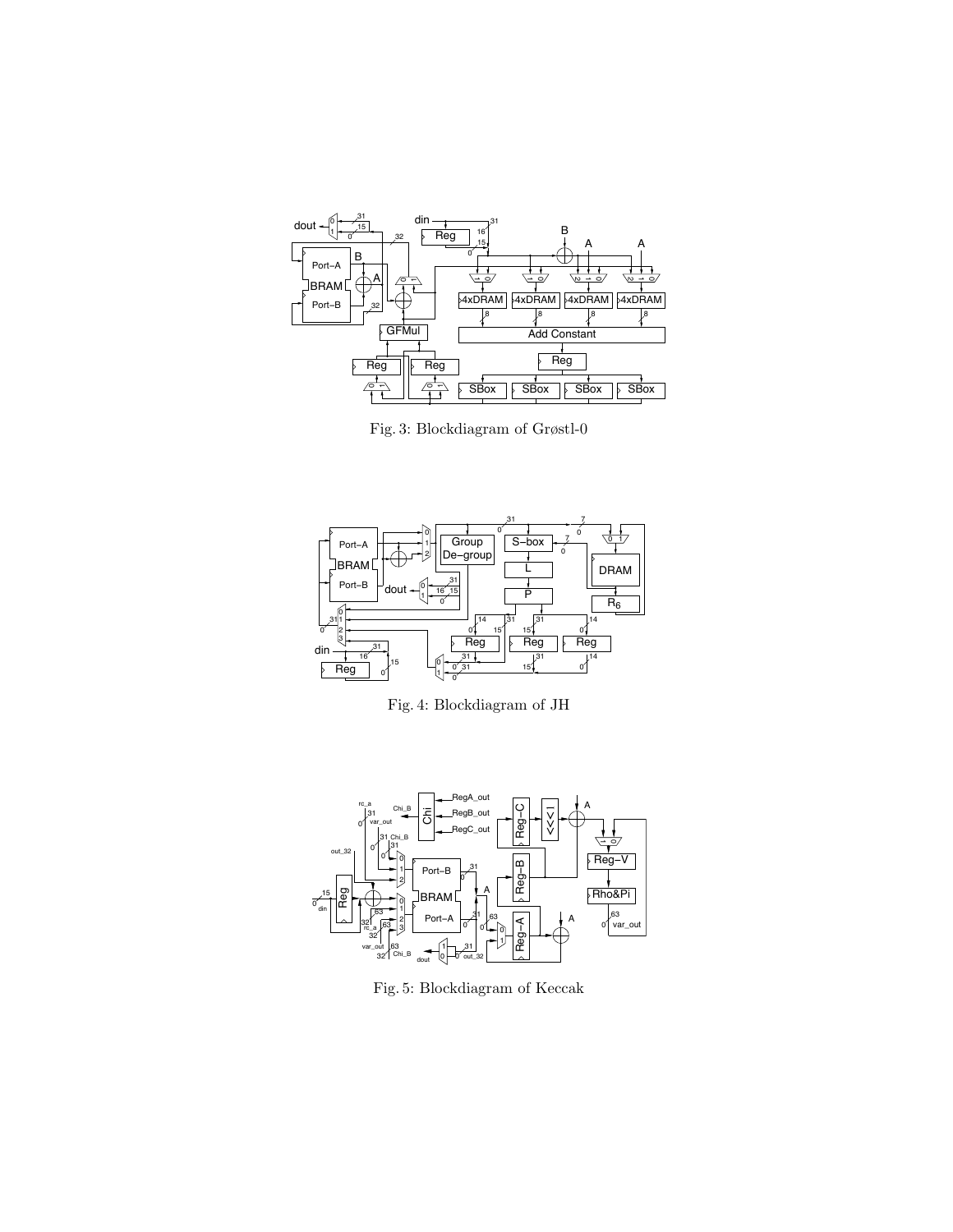Fig. 3: Blockdiagram of Grøstl-0

Fig. 4: Blockdiagram of JH

Fig. 5: Blockdiagram of Keccak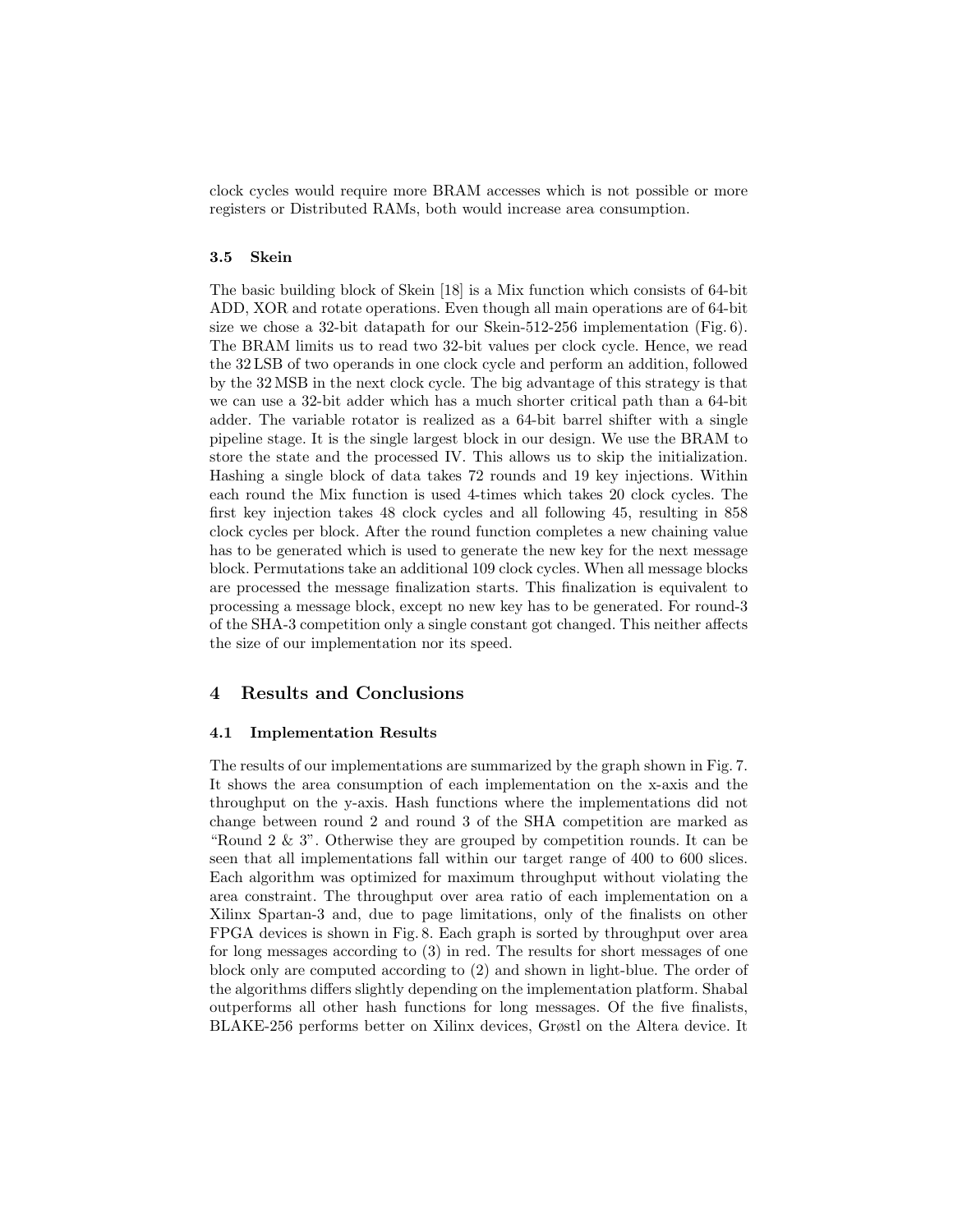clock cycles would require more BRAM accesses which is not possible or more registers or Distributed RAMs, both would increase area consumption.

### 3.5 Skein

The basic building block of Skein [18] is a Mix function which consists of 64-bit ADD, XOR and rotate operations. Even though all main operations are of 64-bit size we chose a 32-bit datapath for our Skein-512-256 implementation (Fig. 6). The BRAM limits us to read two 32-bit values per clock cycle. Hence, we read the 32 LSB of two operands in one clock cycle and perform an addition, followed by the 32 MSB in the next clock cycle. The big advantage of this strategy is that we can use a 32-bit adder which has a much shorter critical path than a 64-bit adder. The variable rotator is realized as a 64-bit barrel shifter with a single pipeline stage. It is the single largest block in our design. We use the BRAM to store the state and the processed IV. This allows us to skip the initialization. Hashing a single block of data takes 72 rounds and 19 key injections. Within each round the Mix function is used 4-times which takes 20 clock cycles. The first key injection takes 48 clock cycles and all following 45, resulting in 858 clock cycles per block. After the round function completes a new chaining value has to be generated which is used to generate the new key for the next message block. Permutations take an additional 109 clock cycles. When all message blocks are processed the message finalization starts. This finalization is equivalent to processing a message block, except no new key has to be generated. For round-3 of the SHA-3 competition only a single constant got changed. This neither affects the size of our implementation nor its speed.

## 4 Results and Conclusions

### 4.1 Implementation Results

The results of our implementations are summarized by the graph shown in Fig. 7. It shows the area consumption of each implementation on the x-axis and the throughput on the y-axis. Hash functions where the implementations did not change between round 2 and round 3 of the SHA competition are marked as "Round 2 & 3". Otherwise they are grouped by competition rounds. It can be seen that all implementations fall within our target range of 400 to 600 slices. Each algorithm was optimized for maximum throughput without violating the area constraint. The throughput over area ratio of each implementation on a Xilinx Spartan-3 and, due to page limitations, only of the finalists on other FPGA devices is shown in Fig. 8. Each graph is sorted by throughput over area for long messages according to (3) in red. The results for short messages of one block only are computed according to (2) and shown in light-blue. The order of the algorithms differs slightly depending on the implementation platform. Shabal outperforms all other hash functions for long messages. Of the five finalists, BLAKE-256 performs better on Xilinx devices, Grøstl on the Altera device. It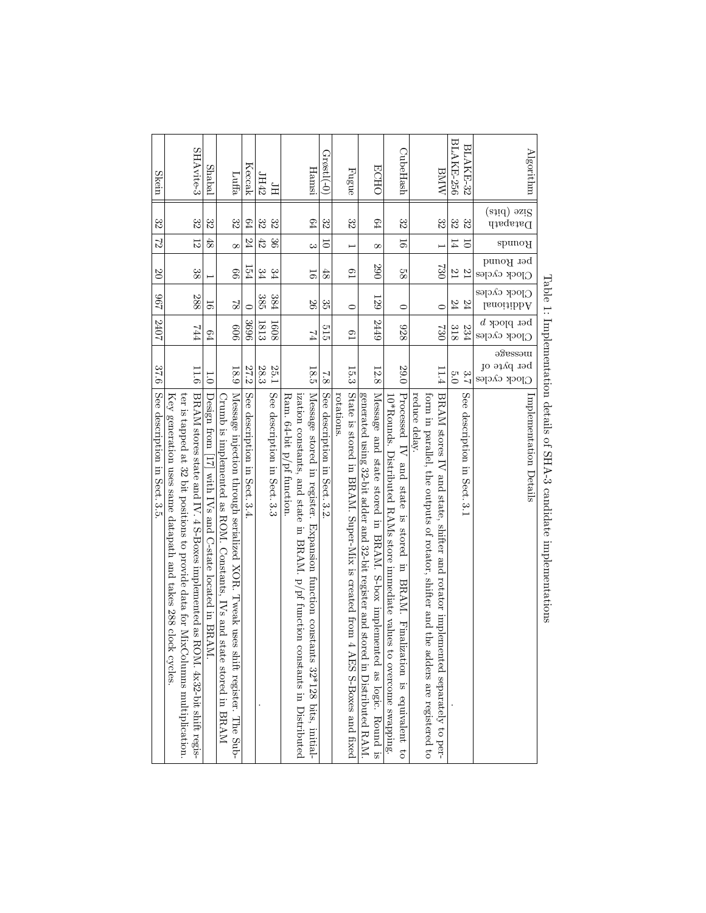Table 1: Implementation details of SHA-3 candidate implementations

| Algorithm | Datapath Size (bits) | Rounds | Clock cycles per Round | Additional Clock cycles | Clock cycles per block $p$ | Clock cycles per byte of message | Implementation Details |
|---|---|---|---|---|---|---|---|
| BLAKE-32 | 32 | 10 | 21 | 24 | 234 | 3.7 | See description in Sect. 3.1 |
| BLAKE-256 | 32 | 14 | 21 | 24 | 318 | 5.0 | . |
| BMW | 32 | 1 | 730 | 0 | 730 | 11.4 | BRAM stores IV and state, shifter and rotator implemented separately to perform in parallel, the outputs of rotator, shifter and the adders are registered to reduce delay. |
| CubeHash | 32 | 16 | 58 | 0 | 928 | 29.0 | Processed IV and state is stored in BRAM. Finalization is equivalent to 10*Rounds. Distributed RAMs store immediate values to overcome swapping. |
| ECHO | 64 | 8 | 290 | 129 | 2449 | 12.8 | Message and state stored in BRAM. S-box implemented as logic. Round is generated using 32-bit adder and 32-bit register and stored in Distributed RAM. |
| Fugue | 32 | 1 | 61 | 0 | 61 | 15.3 | State is stored in BRAM. Super-Mix is created from 4 AES S-Boxes and fixed rotations. |
| Grøstl(-0) | 32 | 10 | 48 | 35 | 515 | 7.8 | See description in Sect. 3.2 |
| Hamsi | 64 | 3 | 16 | 26 | 74 | 18.5 | Message stored in register. Expansion function constants 32*128 bits, initialization constants, and state in BRAM. p/pf function constants in Distributed Ram. 64-bit p/pf function. |
| JH | 32 | 36 | 34 | 384 | 1608 | 25.1 | See description in Sect. 3.3 |
| JH42 | 32 | 42 | 34 | 385 | 1813 | 28.3 | . |
| Keccak | 64 | 24 | 154 | 0 | 3696 | 27.2 | See description in Sect. 3.4 |
| Luffa | 32 | 8 | 66 | 78 | 606 | 18.9 | Message injection through serialized XOR. Tweak uses shift register. The SubCrumb is implemented as ROM. Constants, IVs and state stored in BRAM |
| Shabal | 32 | 48 | 1 | 16 | 64 | 1.0 | Design from [17] with IVs and C-state located in BRAM. |
| SHAvite-3 | 32 | 12 | 38 | 288 | 744 | 11.6 | BRAM stores state and IV. 4 S-Boxes implemented as ROM. 4x32-bit shift register is tapped at 32 bit positions to provide data for MixColumns multiplication. Key generation uses same datapath and takes 288 clock cycles. |
| Skein | 32 | 72 | 20 | 967 | 2407 | 37.6 | See description in Sect. 3.5. |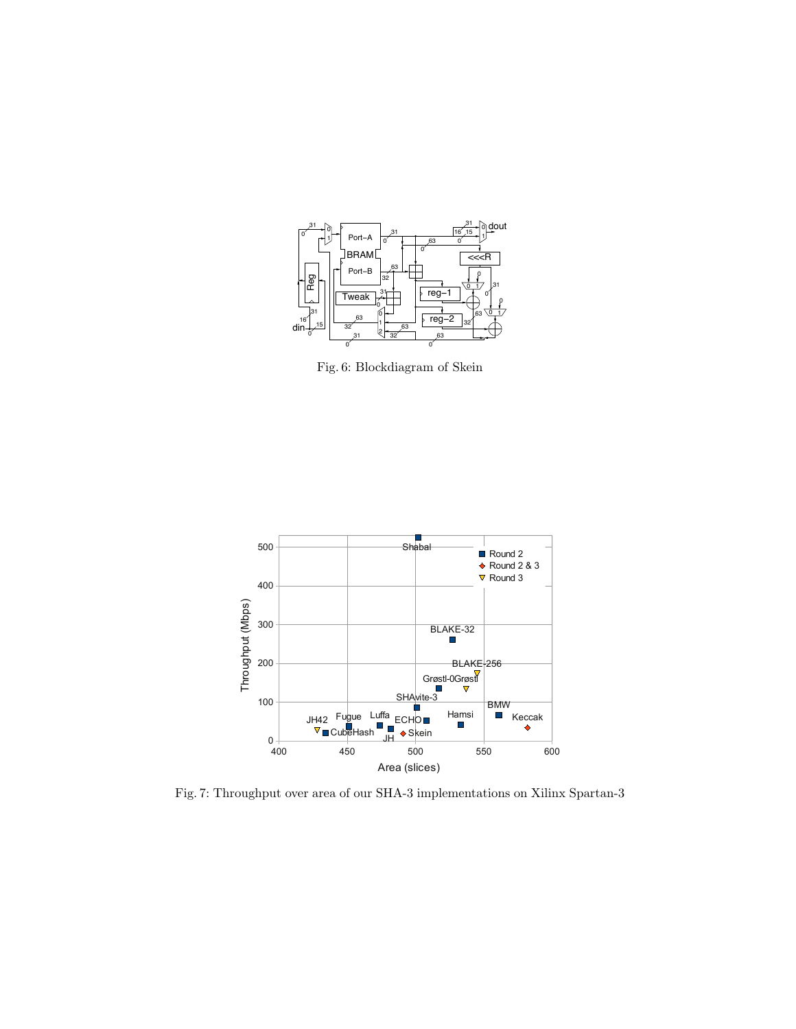Fig. 6: Blockdiagram of Skein

Fig. 7: Throughput over area of our SHA-3 implementations on Xilinx Spartan-3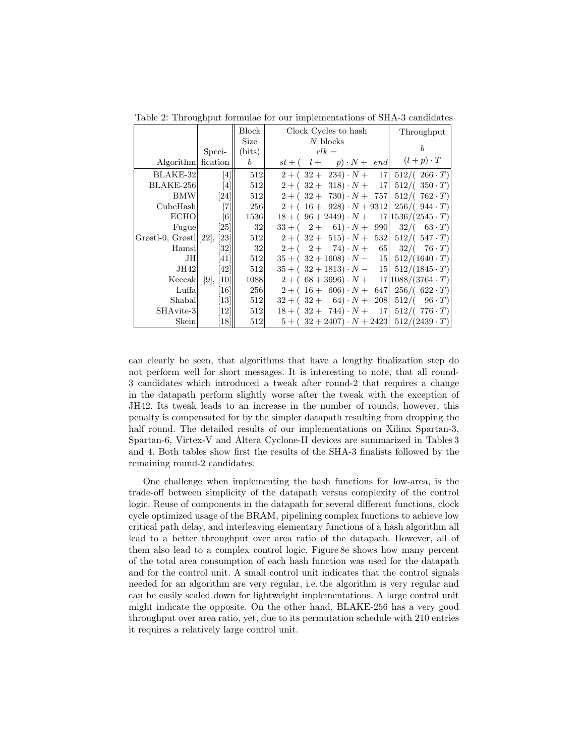Table 2: Throughput formulae for our implementations of SHA-3 candidates

| Algorithm | Specification | Block Size (bits) $b$ | Clock Cycles to hash $N$ blocks $clk = st + (l + p) \cdot N + end$ | Throughput $\frac{b}{(l+p) \cdot T}$ |
|---|---|---|---|---|
| BLAKE-32 | [4] | 512 | $2 + (32 + 234) \cdot N + 17$ | $512/(266 \cdot T)$ |
| BLAKE-256 | [4] | 512 | $2 + (32 + 318) \cdot N + 17$ | $512/(350 \cdot T)$ |
| BMW | [24] | 512 | $2 + (32 + 730) \cdot N + 757$ | $512/(762 \cdot T)$ |
| CubeHash | [7] | 256 | $2 + (16 + 928) \cdot N + 9312$ | $256/(944 \cdot T)$ |
| ECHO | [6] | 1536 | $18 + (96 + 2449) \cdot N + 17$ | $1536/(2545 \cdot T)$ |
| Fugue | [25] | 32 | $33 + (2 + 61) \cdot N + 990$ | $32/(63 \cdot T)$ |
| Grøstl-0, Grøstl | [22], [23] | 512 | $2 + (32 + 515) \cdot N + 532$ | $512/(547 \cdot T)$ |
| Hamsi | [32] | 32 | $2 + (2 + 74) \cdot N + 65$ | $32/(76 \cdot T)$ |
| JH | [41] | 512 | $35 + (32 + 1608) \cdot N - 15$ | $512/(1640 \cdot T)$ |
| JH42 | [42] | 512 | $35 + (32 + 1813) \cdot N - 15$ | $512/(1845 \cdot T)$ |
| Keccak | [9], [10] | 1088 | $2 + (68 + 3696) \cdot N + 17$ | $1088/(3764 \cdot T)$ |
| Luffa | [16] | 256 | $2 + (16 + 606) \cdot N + 647$ | $256/(622 \cdot T)$ |
| Shabal | [13] | 512 | $32 + (32 + 64) \cdot N + 208$ | $512/(96 \cdot T)$ |
| SHAvite-3 | [12] | 512 | $18 + (32 + 744) \cdot N + 17$ | $512/(776 \cdot T)$ |
| Skein | [18] | 512 | $5 + (32 + 2407) \cdot N + 2423$ | $512/(2439 \cdot T)$ |

can clearly be seen, that algorithms that have a lengthy finalization step do not perform well for short messages. It is interesting to note, that all round-3 candidates which introduced a tweak after round-2 that requires a change in the datapath perform slightly worse after the tweak with the exception of JH42. Its tweak leads to an increase in the number of rounds, however, this penalty is compensated for by the simpler datapath resulting from dropping the half round. The detailed results of our implementations on Xilinx Spartan-3, Spartan-6, Virtex-V and Altera Cyclone-II devices are summarized in Tables 3 and 4. Both tables show first the results of the SHA-3 finalists followed by the remaining round-2 candidates.

One challenge when implementing the hash functions for low-area, is the trade-off between simplicity of the datapath versus complexity of the control logic. Reuse of components in the datapath for several different functions, clock cycle optimized usage of the BRAM, pipelining complex functions to achieve low critical path delay, and interleaving elementary functions of a hash algorithm all lead to a better throughput over area ratio of the datapath. However, all of them also lead to a complex control logic. Figure 8e shows how many percent of the total area consumption of each hash function was used for the datapath and for the control unit. A small control unit indicates that the control signals needed for an algorithm are very regular, i.e. the algorithm is very regular and can be easily scaled down for lightweight implementations. A large control unit might indicate the opposite. On the other hand, BLAKE-256 has a very good throughput over area ratio, yet, due to its permutation schedule with 210 entries it requires a relatively large control unit.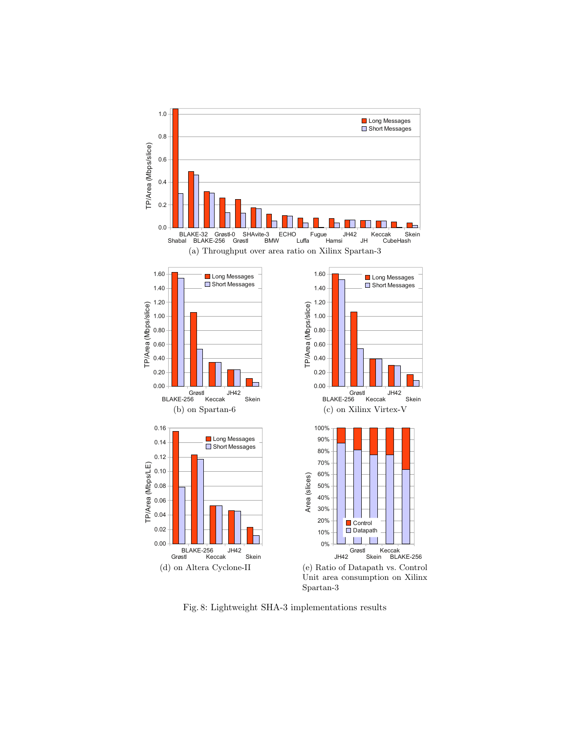(a) Throughput over area ratio on Xilinx Spartan-3

(b) on Spartan-6

(c) on Xilinx Virtex-V

(d) on Altera Cyclone-II

(e) Ratio of Datapath vs. Control Unit area consumption on Xilinx Spartan-3

Fig. 8: Lightweight SHA-3 implementations results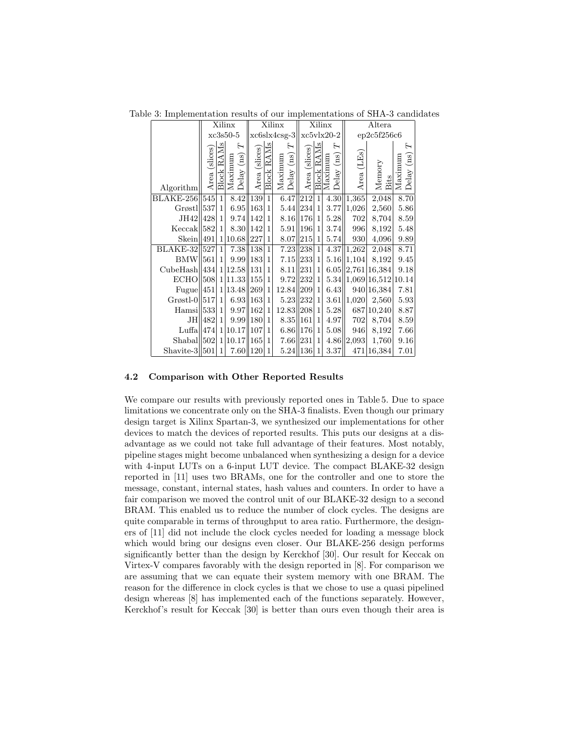Table 3: Implementation results of our implementations of SHA-3 candidates

| | Xilinx xc3s50-5 | | | Xilinx xc6slx4csg-3 | | | Xilinx xc5vlx20-2 | | | Altera ep2c5f256c6 | | |
|---|---|---|---|---|---|---|---|---|---|---|---|---|
| Algorithm | Area (slices) | Block RAMs | Maximum Delay (ns) $T$ | Area (slices) | Block RAMs | Maximum Delay (ns) $T$ | Area (slices) | Block RAMs | Maximum Delay (ns) $T$ | Area (LEs) | Memory Bits | Maximum Delay (ns) $T$ |
| BLAKE-256 | 545 | 1 | 8.42 | 139 | 1 | 6.47 | 212 | 1 | 4.30 | 1,365 | 2,048 | 8.70 |
| Grøstl | 537 | 1 | 6.95 | 163 | 1 | 5.44 | 234 | 1 | 3.77 | 1,026 | 2,560 | 5.86 |
| JH42 | 428 | 1 | 9.74 | 142 | 1 | 8.16 | 176 | 1 | 5.28 | 702 | 8,704 | 8.59 |
| Keccak | 582 | 1 | 8.30 | 142 | 1 | 5.91 | 196 | 1 | 3.74 | 996 | 8,192 | 5.48 |
| Skein | 491 | 1 | 10.68 | 227 | 1 | 8.07 | 215 | 1 | 5.74 | 930 | 4,096 | 9.89 |
| BLAKE-32 | 527 | 1 | 7.38 | 138 | 1 | 7.23 | 238 | 1 | 4.37 | 1,262 | 2,048 | 8.71 |
| BMW | 561 | 1 | 9.99 | 183 | 1 | 7.15 | 233 | 1 | 5.16 | 1,104 | 8,192 | 9.45 |
| CubeHash | 434 | 1 | 12.58 | 131 | 1 | 8.11 | 231 | 1 | 6.05 | 2,761 | 16,384 | 9.18 |
| ECHO | 508 | 1 | 11.33 | 155 | 1 | 9.72 | 232 | 1 | 5.34 | 1,069 | 16,512 | 10.14 |
| Fugue | 451 | 1 | 13.48 | 269 | 1 | 12.84 | 209 | 1 | 6.43 | 940 | 16,384 | 7.81 |
| Grøstl-0 | 517 | 1 | 6.93 | 163 | 1 | 5.23 | 232 | 1 | 3.61 | 1,020 | 2,560 | 5.93 |
| Hamsi | 533 | 1 | 9.97 | 162 | 1 | 12.83 | 208 | 1 | 5.28 | 687 | 10,240 | 8.87 |
| JH | 482 | 1 | 9.99 | 180 | 1 | 8.35 | 161 | 1 | 4.97 | 702 | 8,704 | 8.59 |
| Luffa | 474 | 1 | 10.17 | 107 | 1 | 6.86 | 176 | 1 | 5.08 | 946 | 8,192 | 7.66 |
| Shabal | 502 | 1 | 10.17 | 165 | 1 | 7.66 | 231 | 1 | 4.86 | 2,093 | 1,760 | 9.16 |
| Shavite-3 | 501 | 1 | 7.60 | 120 | 1 | 5.24 | 136 | 1 | 3.37 | 471 | 16,384 | 7.01 |

### 4.2 Comparison with Other Reported Results

We compare our results with previously reported ones in Table 5. Due to space limitations we concentrate only on the SHA-3 finalists. Even though our primary design target is Xilinx Spartan-3, we synthesized our implementations for other devices to match the devices of reported results. This puts our designs at a disadvantage as we could not take full advantage of their features. Most notably, pipeline stages might become unbalanced when synthesizing a design for a device with 4-input LUTs on a 6-input LUT device. The compact BLAKE-32 design reported in [11] uses two BRAMs, one for the controller and one to store the message, constant, internal states, hash values and counters. In order to have a fair comparison we moved the control unit of our BLAKE-32 design to a second BRAM. This enabled us to reduce the number of clock cycles. The designs are quite comparable in terms of throughput to area ratio. Furthermore, the designers of [11] did not include the clock cycles needed for loading a message block which would bring our designs even closer. Our BLAKE-256 design performs significantly better than the design by Kerckhof [30]. Our result for Keccak on Virtex-V compares favorably with the design reported in [8]. For comparison we are assuming that we can equate their system memory with one BRAM. The reason for the difference in clock cycles is that we chose to use a quasi pipelined design whereas [8] has implemented each of the functions separately. However, Kerckhof's result for Keccak [30] is better than ours even though their area is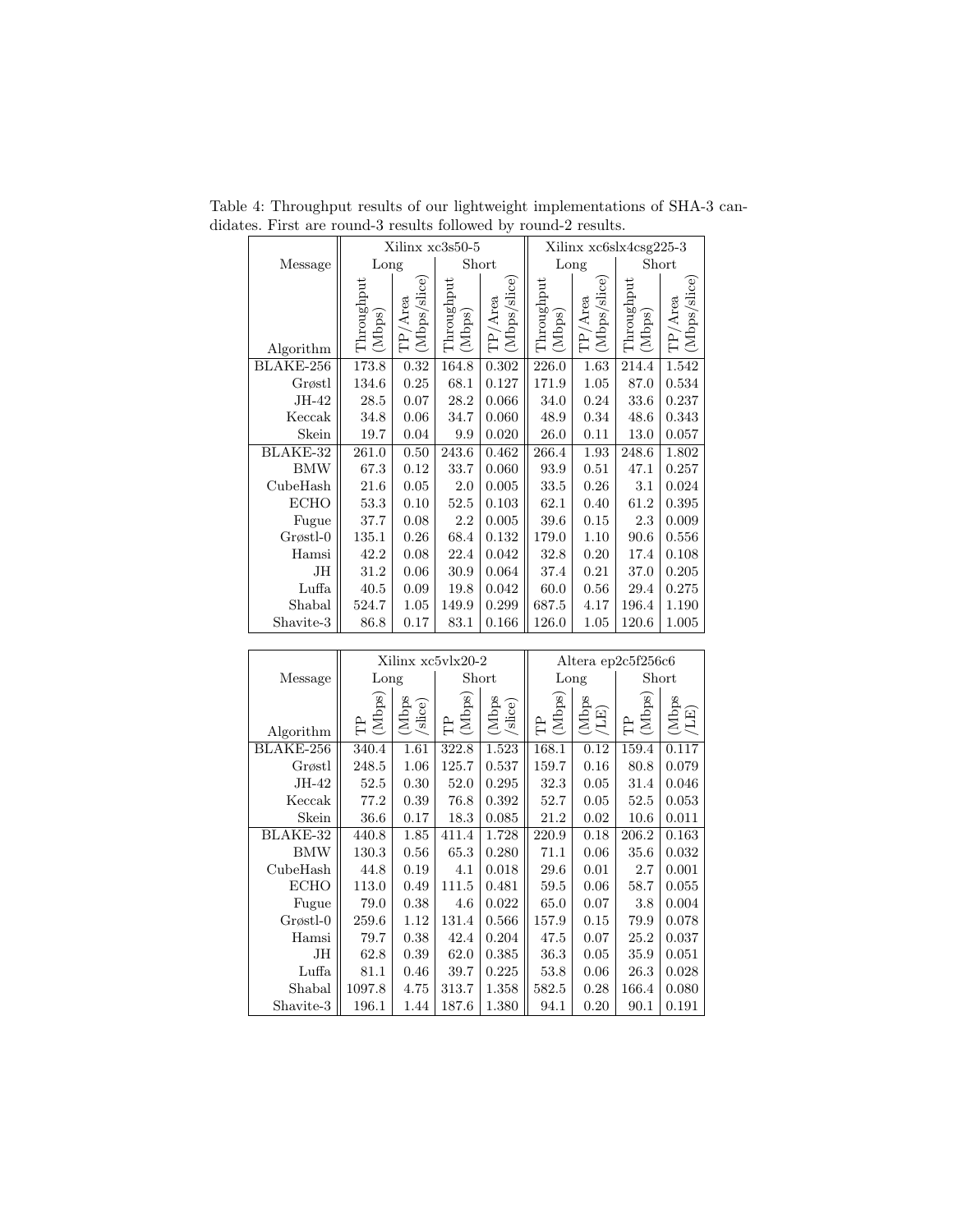Table 4: Throughput results of our lightweight implementations of SHA-3 candidates. First are round-3 results followed by round-2 results.

| Message | Xilinx xc3s50-5 | | | | Xilinx xc6slx4csg225-3 | | | |
|---|---|---|---|---|---|---|---|---|
| | Long | | Short | | Long | | Short | |
| Algorithm | Throughput (Mbps) | TP/Area (Mbps/slice) | Throughput (Mbps) | TP/Area (Mbps/slice) | Throughput (Mbps) | TP/Area (Mbps/slice) | Throughput (Mbps) | TP/Area (Mbps/slice) |
| BLAKE-256 | 173.8 | 0.32 | 164.8 | 0.302 | 226.0 | 1.63 | 214.4 | 1.542 |
| Grøstl | 134.6 | 0.25 | 68.1 | 0.127 | 171.9 | 1.05 | 87.0 | 0.534 |
| JH-42 | 28.5 | 0.07 | 28.2 | 0.066 | 34.0 | 0.24 | 33.6 | 0.237 |
| Keccak | 34.8 | 0.06 | 34.7 | 0.060 | 48.9 | 0.34 | 48.6 | 0.343 |
| Skein | 19.7 | 0.04 | 9.9 | 0.020 | 26.0 | 0.11 | 13.0 | 0.057 |
| BLAKE-32 | 261.0 | 0.50 | 243.6 | 0.462 | 266.4 | 1.93 | 248.6 | 1.802 |
| BMW | 67.3 | 0.12 | 33.7 | 0.060 | 93.9 | 0.51 | 47.1 | 0.257 |
| CubeHash | 21.6 | 0.05 | 2.0 | 0.005 | 33.5 | 0.26 | 3.1 | 0.024 |
| ECHO | 53.3 | 0.10 | 52.5 | 0.103 | 62.1 | 0.40 | 61.2 | 0.395 |
| Fugue | 37.7 | 0.08 | 2.2 | 0.005 | 39.6 | 0.15 | 2.3 | 0.009 |
| Grøstl-0 | 135.1 | 0.26 | 68.4 | 0.132 | 179.0 | 1.10 | 90.6 | 0.556 |
| Hamsi | 42.2 | 0.08 | 22.4 | 0.042 | 32.8 | 0.20 | 17.4 | 0.108 |
| JH | 31.2 | 0.06 | 30.9 | 0.064 | 37.4 | 0.21 | 37.0 | 0.205 |
| Luffa | 40.5 | 0.09 | 19.8 | 0.042 | 60.0 | 0.56 | 29.4 | 0.275 |
| Shabal | 524.7 | 1.05 | 149.9 | 0.299 | 687.5 | 4.17 | 196.4 | 1.190 |
| Shavite-3 | 86.8 | 0.17 | 83.1 | 0.166 | 126.0 | 1.05 | 120.6 | 1.005 |

| Message | Xilinx xc5vlx20-2 | | | | Altera ep2c5f256c6 | | | |
|---|---|---|---|---|---|---|---|---|
| | Long | | Short | | Long | | Short | |
| Algorithm | TP (Mbps) | (Mbps /slice) | TP (Mbps) | (Mbps /slice) | TP (Mbps) | (Mbps /LE) | TP (Mbps) | (Mbps /LE) |
| BLAKE-256 | 340.4 | 1.61 | 322.8 | 1.523 | 168.1 | 0.12 | 159.4 | 0.117 |
| Grøstl | 248.5 | 1.06 | 125.7 | 0.537 | 159.7 | 0.16 | 80.8 | 0.079 |
| JH-42 | 52.5 | 0.30 | 52.0 | 0.295 | 32.3 | 0.05 | 31.4 | 0.046 |
| Keccak | 77.2 | 0.39 | 76.8 | 0.392 | 52.7 | 0.05 | 52.5 | 0.053 |
| Skein | 36.6 | 0.17 | 18.3 | 0.085 | 21.2 | 0.02 | 10.6 | 0.011 |
| BLAKE-32 | 440.8 | 1.85 | 411.4 | 1.728 | 220.9 | 0.18 | 206.2 | 0.163 |
| BMW | 130.3 | 0.56 | 65.3 | 0.280 | 71.1 | 0.06 | 35.6 | 0.032 |
| CubeHash | 44.8 | 0.19 | 4.1 | 0.018 | 29.6 | 0.01 | 2.7 | 0.001 |
| ECHO | 113.0 | 0.49 | 111.5 | 0.481 | 59.5 | 0.06 | 58.7 | 0.055 |
| Fugue | 79.0 | 0.38 | 4.6 | 0.022 | 65.0 | 0.07 | 3.8 | 0.004 |
| Grøstl-0 | 259.6 | 1.12 | 131.4 | 0.566 | 157.9 | 0.15 | 79.9 | 0.078 |
| Hamsi | 79.7 | 0.38 | 42.4 | 0.204 | 47.5 | 0.07 | 25.2 | 0.037 |
| JH | 62.8 | 0.39 | 62.0 | 0.385 | 36.3 | 0.05 | 35.9 | 0.051 |
| Luffa | 81.1 | 0.46 | 39.7 | 0.225 | 53.8 | 0.06 | 26.3 | 0.028 |
| Shabal | 1097.8 | 4.75 | 313.7 | 1.358 | 582.5 | 0.28 | 166.4 | 0.080 |
| Shavite-3 | 196.1 | 1.44 | 187.6 | 1.380 | 94.1 | 0.20 | 90.1 | 0.191 |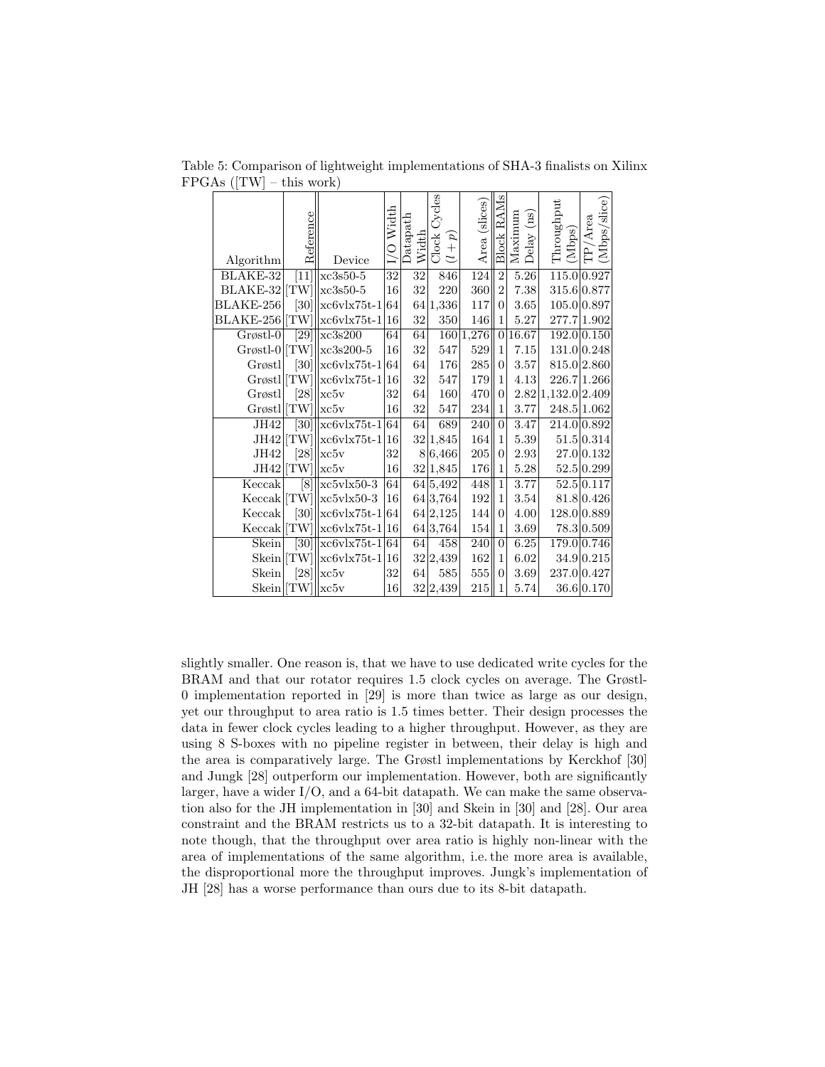Table 5: Comparison of lightweight implementations of SHA-3 finalists on Xilinx FPGAs ([TW] – this work)

| Algorithm | Reference | Device | I/O Width | Datapath Width | Clock Cycles $(l+p)$ | Area (slices) | Block RAMs | Maximum Delay (ns) | Throughput (Mbps) | TP/Area (Mbps/slice) |
|---|---|---|---|---|---|---|---|---|---|---|
| BLAKE-32 | [11] | xc3s50-5 | 32 | 32 | 846 | 124 | 2 | 5.26 | 115.0 | 0.927 |
| BLAKE-32 | [TW] | xc3s50-5 | 16 | 32 | 220 | 360 | 2 | 7.38 | 315.6 | 0.877 |
| BLAKE-256 | [30] | xc6vlx75t-1 | 64 | 64 | 1,336 | 117 | 0 | 3.65 | 105.0 | 0.897 |
| BLAKE-256 | [TW] | xc6vlx75t-1 | 16 | 32 | 350 | 146 | 1 | 5.27 | 277.7 | 1.902 |
| Grøstl-0 | [29] | xc3s200 | 64 | 64 | 160 | 1,276 | 0 | 16.67 | 192.0 | 0.150 |
| Grøstl-0 | [TW] | xc3s200-5 | 16 | 32 | 547 | 529 | 1 | 7.15 | 131.0 | 0.248 |
| Grøstl | [30] | xc6vlx75t-1 | 64 | 64 | 176 | 285 | 0 | 3.57 | 815.0 | 2.860 |
| Grøstl | [TW] | xc6vlx75t-1 | 16 | 32 | 547 | 179 | 1 | 4.13 | 226.7 | 1.266 |
| Grøstl | [28] | xc5v | 32 | 64 | 160 | 470 | 0 | 2.82 | 1,132.0 | 2.409 |
| Grøstl | [TW] | xc5v | 16 | 32 | 547 | 234 | 1 | 3.77 | 248.5 | 1.062 |
| JH42 | [30] | xc6vlx75t-1 | 64 | 64 | 689 | 240 | 0 | 3.47 | 214.0 | 0.892 |
| JH42 | [TW] | xc6vlx75t-1 | 16 | 32 | 1,845 | 164 | 1 | 5.39 | 51.5 | 0.314 |
| JH42 | [28] | xc5v | 32 | 8 | 6,466 | 205 | 0 | 2.93 | 27.0 | 0.132 |
| JH42 | [TW] | xc5v | 16 | 32 | 1,845 | 176 | 1 | 5.28 | 52.5 | 0.299 |
| Keccak | [8] | xc5vlx50-3 | 64 | 64 | 5,492 | 448 | 1 | 3.77 | 52.5 | 0.117 |
| Keccak | [TW] | xc5vlx50-3 | 16 | 64 | 3,764 | 192 | 1 | 3.54 | 81.8 | 0.426 |
| Keccak | [30] | xc6vlx75t-1 | 64 | 64 | 2,125 | 144 | 0 | 4.00 | 128.0 | 0.889 |
| Keccak | [TW] | xc6vlx75t-1 | 16 | 64 | 3,764 | 154 | 1 | 3.69 | 78.3 | 0.509 |
| Skein | [30] | xc6vlx75t-1 | 64 | 64 | 458 | 240 | 0 | 6.25 | 179.0 | 0.746 |
| Skein | [TW] | xc6vlx75t-1 | 16 | 32 | 2,439 | 162 | 1 | 6.02 | 34.9 | 0.215 |
| Skein | [28] | xc5v | 32 | 64 | 585 | 555 | 0 | 3.69 | 237.0 | 0.427 |
| Skein | [TW] | xc5v | 16 | 32 | 2,439 | 215 | 1 | 5.74 | 36.6 | 0.170 |

slightly smaller. One reason is, that we have to use dedicated write cycles for the BRAM and that our rotator requires 1.5 clock cycles on average. The Grøstl-0 implementation reported in [29] is more than twice as large as our design, yet our throughput to area ratio is 1.5 times better. Their design processes the data in fewer clock cycles leading to a higher throughput. However, as they are using 8 S-boxes with no pipeline register in between, their delay is high and the area is comparatively large. The Grøstl implementations by Kerckhof [30] and Jungk [28] outperform our implementation. However, both are significantly larger, have a wider I/O, and a 64-bit datapath. We can make the same observation also for the JH implementation in [30] and Skein in [30] and [28]. Our area constraint and the BRAM restricts us to a 32-bit datapath. It is interesting to note though, that the throughput over area ratio is highly non-linear with the area of implementations of the same algorithm, i.e. the more area is available, the disproportional more the throughput improves. Jungk's implementation of JH [28] has a worse performance than ours due to its 8-bit datapath.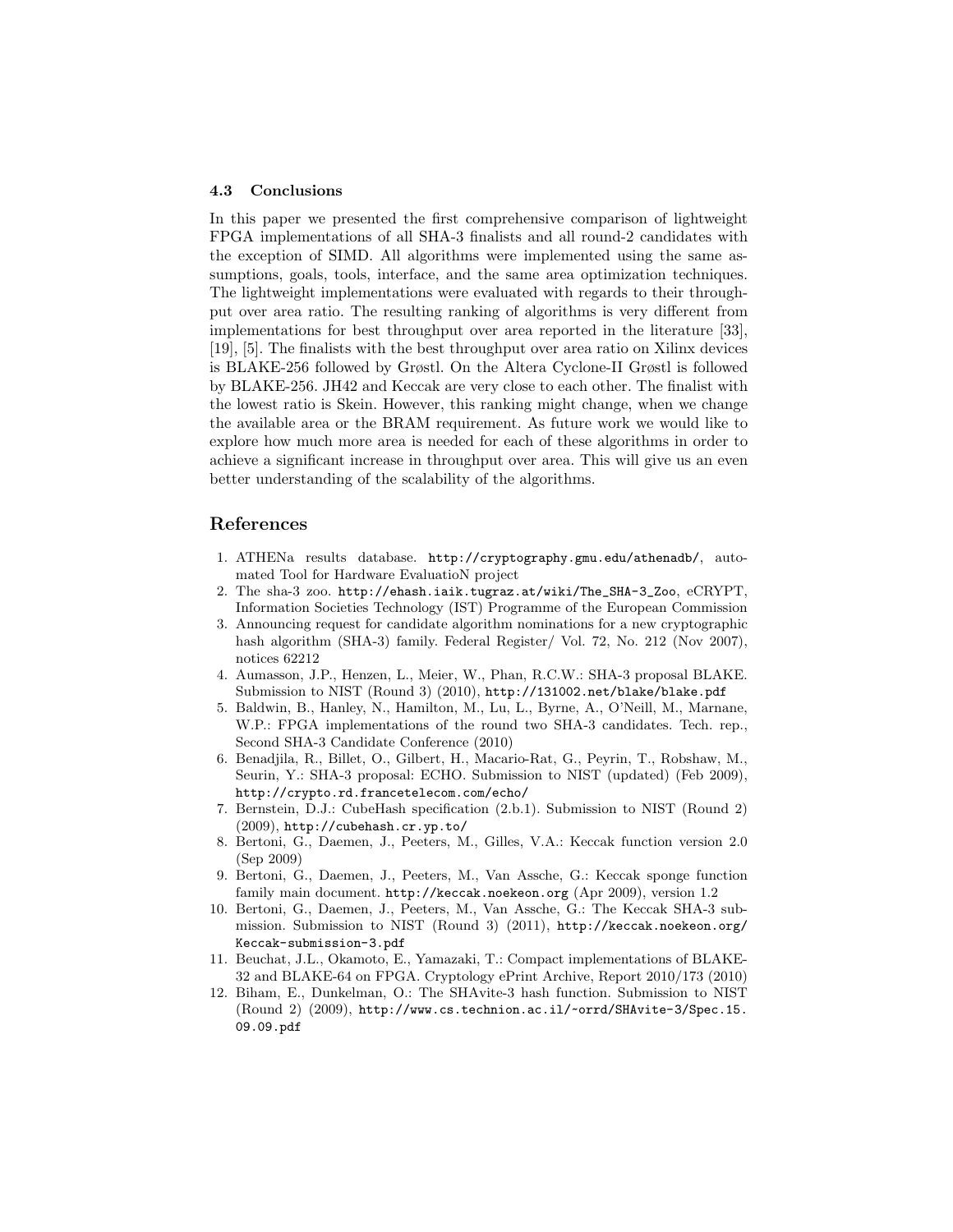### 4.3 Conclusions

In this paper we presented the first comprehensive comparison of lightweight FPGA implementations of all SHA-3 finalists and all round-2 candidates with the exception of SIMD. All algorithms were implemented using the same assumptions, goals, tools, interface, and the same area optimization techniques. The lightweight implementations were evaluated with regards to their throughput over area ratio. The resulting ranking of algorithms is very different from implementations for best throughput over area reported in the literature [33], [19], [5]. The finalists with the best throughput over area ratio on Xilinx devices is BLAKE-256 followed by Grøstl. On the Altera Cyclone-II Grøstl is followed by BLAKE-256. JH42 and Keccak are very close to each other. The finalist with the lowest ratio is Skein. However, this ranking might change, when we change the available area or the BRAM requirement. As future work we would like to explore how much more area is needed for each of these algorithms in order to achieve a significant increase in throughput over area. This will give us an even better understanding of the scalability of the algorithms.

## References

1. ATHENa results database. http://cryptography.gmu.edu/athenadb/, automated Tool for Hardware EvaluatioN project
2. The sha-3 zoo. http://ehash.iaik.tugraz.at/wiki/The_SHA-3_Zoo, eCRYPT, Information Societies Technology (IST) Programme of the European Commission
3. Announcing request for candidate algorithm nominations for a new cryptographic hash algorithm (SHA-3) family. Federal Register/ Vol. 72, No. 212 (Nov 2007), notices 62212
4. Aumasson, J.P., Henzen, L., Meier, W., Phan, R.C.W.: SHA-3 proposal BLAKE. Submission to NIST (Round 3) (2010), http://131002.net/blake/blake.pdf
5. Baldwin, B., Hanley, N., Hamilton, M., Lu, L., Byrne, A., O'Neill, M., Marnane, W.P.: FPGA implementations of the round two SHA-3 candidates. Tech. rep., Second SHA-3 Candidate Conference (2010)
6. Benadjila, R., Billet, O., Gilbert, H., Macario-Rat, G., Peyrin, T., Robshaw, M., Seurin, Y.: SHA-3 proposal: ECHO. Submission to NIST (updated) (Feb 2009), http://crypto.rd.francetelecom.com/echo/
7. Bernstein, D.J.: CubeHash specification (2.b.1). Submission to NIST (Round 2) (2009), http://cubehash.cr.yp.to/
8. Bertoni, G., Daemen, J., Peeters, M., Gilles, V.A.: Keccak function version 2.0 (Sep 2009)
9. Bertoni, G., Daemen, J., Peeters, M., Van Assche, G.: Keccak sponge function family main document. http://keccak.noekeon.org (Apr 2009), version 1.2
10. Bertoni, G., Daemen, J., Peeters, M., Van Assche, G.: The Keccak SHA-3 submission. Submission to NIST (Round 3) (2011), http://keccak.noekeon.org/Keccak-submission-3.pdf
11. Beuchat, J.L., Okamoto, E., Yamazaki, T.: Compact implementations of BLAKE-32 and BLAKE-64 on FPGA. Cryptology ePrint Archive, Report 2010/173 (2010)
12. Biham, E., Dunkelman, O.: The SHAvite-3 hash function. Submission to NIST (Round 2) (2009), http://www.cs.technion.ac.il/~orrd/SHAvite-3/Spec.15.09.09.pdf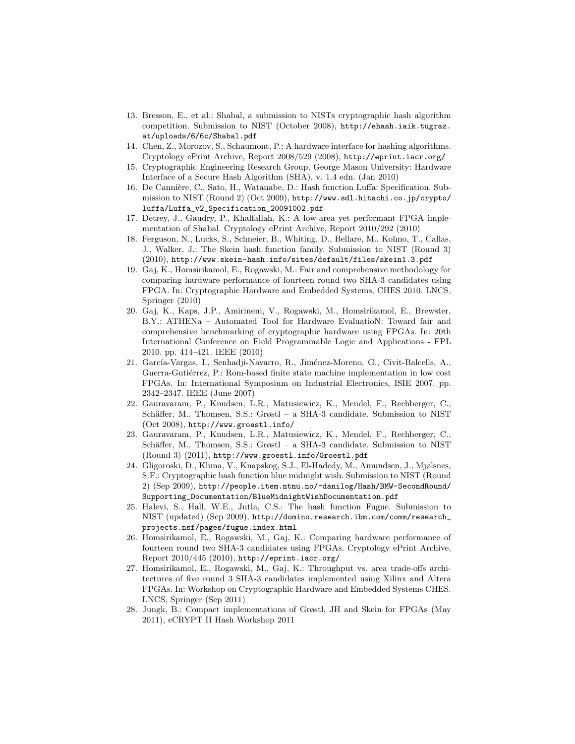13. Bresson, E., et al.: Shabal, a submission to NISTs cryptographic hash algorithm competition. Submission to NIST (October 2008), http://ehash.iaik.tugraz.at/uploads/6/6c/Shabal.pdf
14. Chen, Z., Morozov, S., Schaumont, P.: A hardware interface for hashing algorithms. Cryptology ePrint Archive, Report 2008/529 (2008), http://eprint.iacr.org/
15. Cryptographic Engineering Research Group, George Mason University: Hardware Interface of a Secure Hash Algorithm (SHA), v. 1.4 edn. (Jan 2010)
16. De Cannière, C., Sato, H., Watanabe, D.: Hash function Luffa: Specification. Submission to NIST (Round 2) (Oct 2009), http://www.sdl.hitachi.co.jp/crypto/luffa/Luffa_v2_Specification_20091002.pdf
17. Detrey, J., Gaudry, P., Khalfallah, K.: A low-area yet performant FPGA implementation of Shabal. Cryptology ePrint Archive, Report 2010/292 (2010)
18. Ferguson, N., Lucks, S., Schneier, B., Whiting, D., Bellare, M., Kohno, T., Callas, J., Walker, J.: The Skein hash function family. Submission to NIST (Round 3) (2010), http://www.skein-hash.info/sites/default/files/skein1.3.pdf
19. Gaj, K., Homsirikamol, E., Rogawski, M.: Fair and comprehensive methodology for comparing hardware performance of fourteen round two SHA-3 candidates using FPGA. In: Cryptographic Hardware and Embedded Systems, CHES 2010. LNCS, Springer (2010)
20. Gaj, K., Kaps, J.P., Amirineni, V., Rogawski, M., Homsirikamol, E., Brewster, B.Y.: ATHENa – Automated Tool for Hardware EvaluatioN: Toward fair and comprehensive benchmarking of cryptographic hardware using FPGAs. In: 20th International Conference on Field Programmable Logic and Applications - FPL 2010. pp. 414–421. IEEE (2010)
21. García-Vargas, I., Senhadji-Navarro, R., Jiménez-Moreno, G., Civit-Balcells, A., Guerra-Gutiérrez, P.: Rom-based finite state machine implementation in low cost FPGAs. In: International Symposium on Industrial Electronics, ISIE 2007. pp. 2342–2347. IEEE (June 2007)
22. Gauravaram, P., Knudsen, L.R., Matusiewicz, K., Mendel, F., Rechberger, C., Schäffer, M., Thomsen, S.S.: Grøstl – a SHA-3 candidate. Submission to NIST (Oct 2008), http://www.groestl.info/
23. Gauravaram, P., Knudsen, L.R., Matusiewicz, K., Mendel, F., Rechberger, C., Schäffer, M., Thomsen, S.S.: Grøstl – a SHA-3 candidate. Submission to NIST (Round 3) (2011), http://www.groestl.info/Groestl.pdf
24. Gligoroski, D., Klima, V., Knapskog, S.J., El-Hadedy, M., Amundsen, J., Mjølsnes, S.F.: Cryptographic hash function blue midnight wish. Submission to NIST (Round 2) (Sep 2009), http://people.item.ntnu.no/~danilog/Hash/BMW-SecondRound/Supporting_Documentation/BlueMidnightWishDocumentation.pdf
25. Halevi, S., Hall, W.E., Jutla, C.S.: The hash function Fugue. Submission to NIST (updated) (Sep 2009), http://domino.research.ibm.com/comm/research_projects.nsf/pages/fugue.index.html
26. Homsirikamol, E., Rogawski, M., Gaj, K.: Comparing hardware performance of fourteen round two SHA-3 candidates using FPGAs. Cryptology ePrint Archive, Report 2010/445 (2010), http://eprint.iacr.org/
27. Homsirikamol, E., Rogawski, M., Gaj, K.: Throughput vs. area trade-offs architectures of five round 3 SHA-3 candidates implemented using Xilinx and Altera FPGAs. In: Workshop on Cryptographic Hardware and Embedded Systems CHES. LNCS, Springer (Sep 2011)
28. Jungk, B.: Compact implementations of Grøstl, JH and Skein for FPGAs (May 2011), eCRYPT II Hash Workshop 2011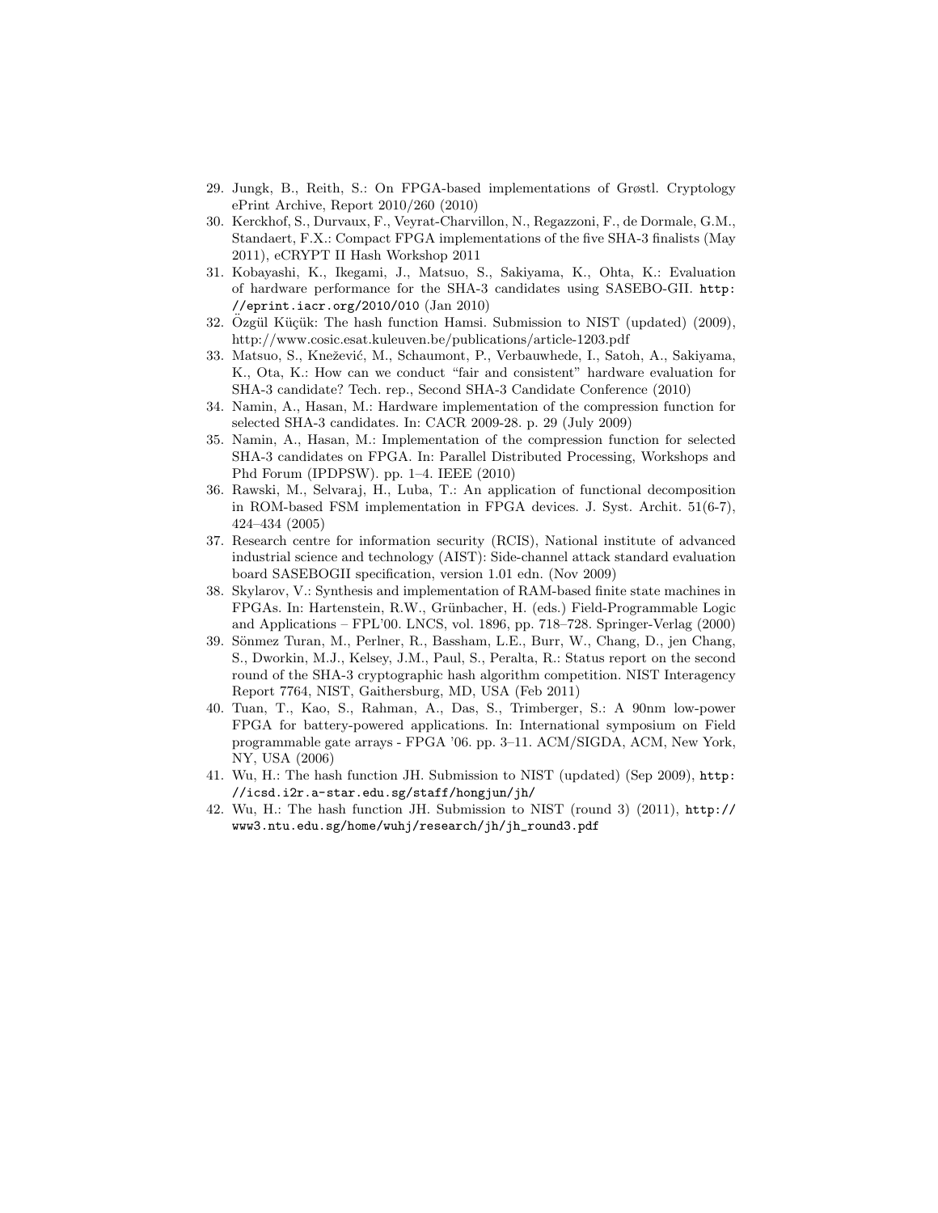29. Jungk, B., Reith, S.: On FPGA-based implementations of Grøstl. Cryptology ePrint Archive, Report 2010/260 (2010)
30. Kerckhof, S., Durvaux, F., Veyrat-Charvillon, N., Regazzoni, F., de Dormale, G.M., Standaert, F.X.: Compact FPGA implementations of the five SHA-3 finalists (May 2011), eCRYPT II Hash Workshop 2011
31. Kobayashi, K., Ikegami, J., Matsuo, S., Sakiyama, K., Ohta, K.: Evaluation of hardware performance for the SHA-3 candidates using SASEBO-GII. `http://eprint.iacr.org/2010/010` (Jan 2010)
32. Özgül Küçük: The hash function Hamsi. Submission to NIST (updated) (2009), http://www.cosic.esat.kuleuven.be/publications/article-1203.pdf
33. Matsuo, S., Knežević, M., Schaumont, P., Verbauwhede, I., Satoh, A., Sakiyama, K., Ota, K.: How can we conduct "fair and consistent" hardware evaluation for SHA-3 candidate? Tech. rep., Second SHA-3 Candidate Conference (2010)
34. Namin, A., Hasan, M.: Hardware implementation of the compression function for selected SHA-3 candidates. In: CACR 2009-28. p. 29 (July 2009)
35. Namin, A., Hasan, M.: Implementation of the compression function for selected SHA-3 candidates on FPGA. In: Parallel Distributed Processing, Workshops and Phd Forum (IPDPSW). pp. 1–4. IEEE (2010)
36. Rawski, M., Selvaraj, H., Luba, T.: An application of functional decomposition in ROM-based FSM implementation in FPGA devices. J. Syst. Archit. 51(6-7), 424–434 (2005)
37. Research centre for information security (RCIS), National institute of advanced industrial science and technology (AIST): Side-channel attack standard evaluation board SASEBOGII specification, version 1.01 edn. (Nov 2009)
38. Skylarov, V.: Synthesis and implementation of RAM-based finite state machines in FPGAs. In: Hartenstein, R.W., Grünbacher, H. (eds.) Field-Programmable Logic and Applications – FPL'00. LNCS, vol. 1896, pp. 718–728. Springer-Verlag (2000)
39. Sönmez Turan, M., Perlner, R., Bassham, L.E., Burr, W., Chang, D., jen Chang, S., Dworkin, M.J., Kelsey, J.M., Paul, S., Peralta, R.: Status report on the second round of the SHA-3 cryptographic hash algorithm competition. NIST Interagency Report 7764, NIST, Gaithersburg, MD, USA (Feb 2011)
40. Tuan, T., Kao, S., Rahman, A., Das, S., Trimberger, S.: A 90nm low-power FPGA for battery-powered applications. In: International symposium on Field programmable gate arrays - FPGA '06. pp. 3–11. ACM/SIGDA, ACM, New York, NY, USA (2006)
41. Wu, H.: The hash function JH. Submission to NIST (updated) (Sep 2009), `http://icsd.i2r.a-star.edu.sg/staff/hongjun/jh/`
42. Wu, H.: The hash function JH. Submission to NIST (round 3) (2011), `http://www3.ntu.edu.sg/home/wuhj/research/jh/jh_round3.pdf`